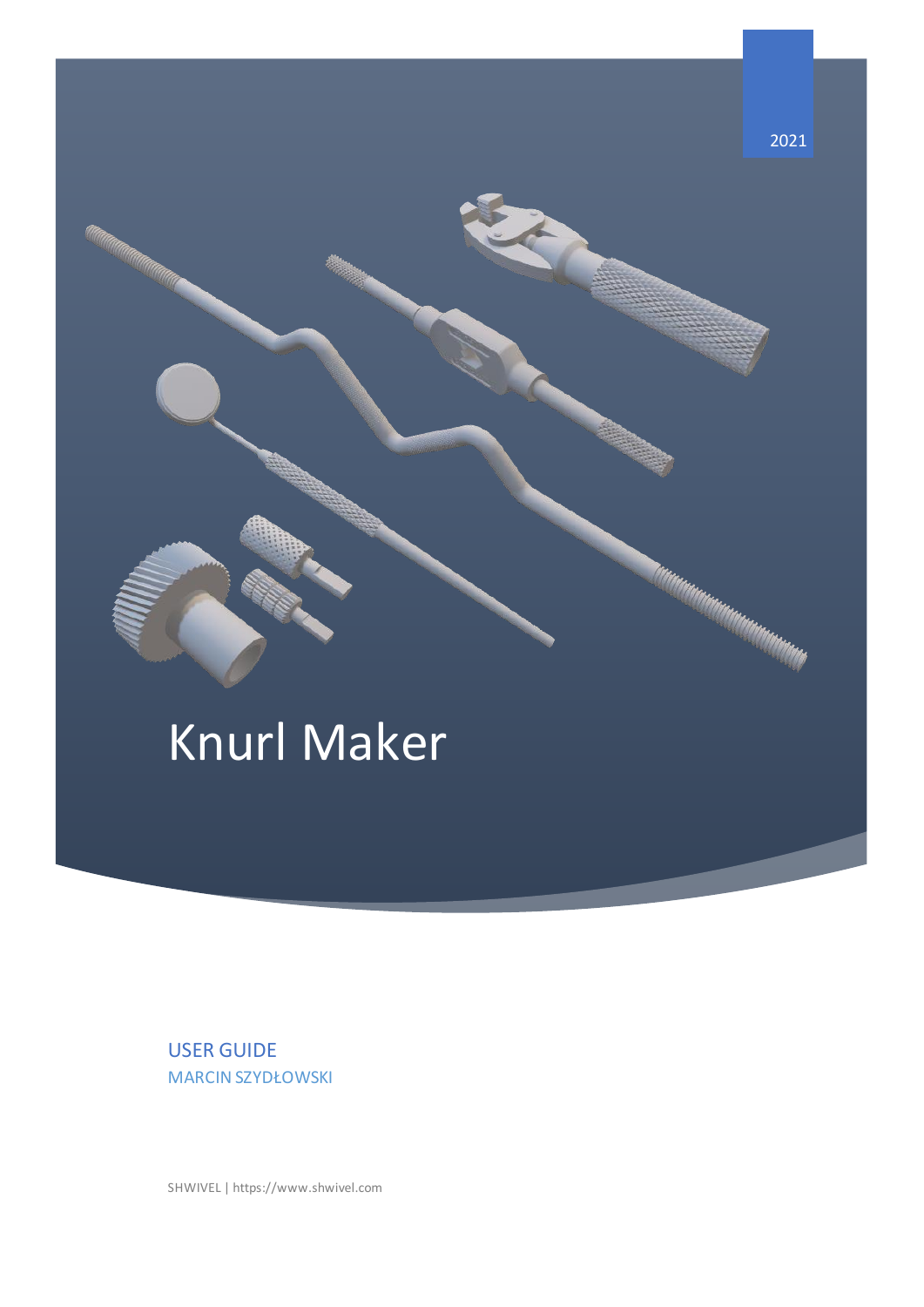2021

# Knurl Maker

USER GUIDE
MARCIN SZYDŁOWSKI

SHWIVEL | https://www.shwivel.com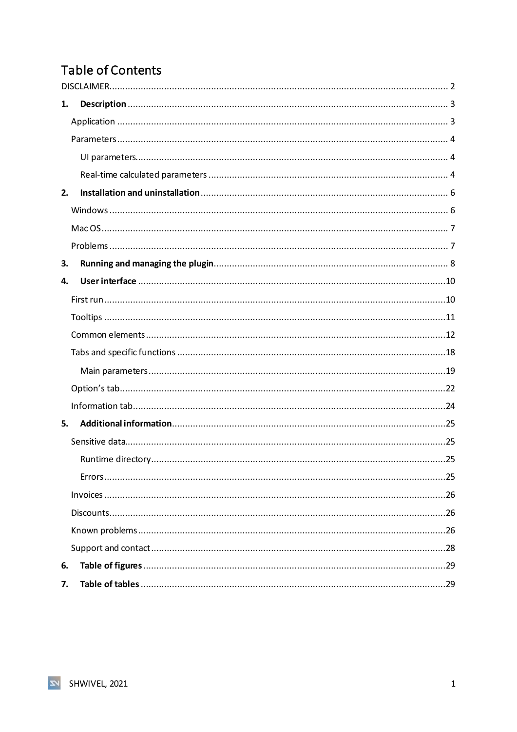# Table of Contents

DISCLAIMER ........................................................................................................ 2

**1. Description** ........................................................................................................ 3

- Application ........................................................................................................ 3
- Parameters ........................................................................................................ 4
  - UI parameters ........................................................................................................ 4
  - Real-time calculated parameters ........................................................................................................ 4

**2. Installation and uninstallation** ........................................................................................................ 6

- Windows ........................................................................................................ 6
- Mac OS ........................................................................................................ 7
- Problems ........................................................................................................ 7

**3. Running and managing the plugin** ........................................................................................................ 8

**4. User interface** ........................................................................................................ 10

- First run ........................................................................................................ 10
- Tooltips ........................................................................................................ 11
- Common elements ........................................................................................................ 12
- Tabs and specific functions ........................................................................................................ 18
  - Main parameters ........................................................................................................ 19
- Option's tab ........................................................................................................ 22
- Information tab ........................................................................................................ 24

**5. Additional information** ........................................................................................................ 25

- Sensitive data ........................................................................................................ 25
  - Runtime directory ........................................................................................................ 25
  - Errors ........................................................................................................ 25
- Invoices ........................................................................................................ 26
- Discounts ........................................................................................................ 26
- Known problems ........................................................................................................ 26
- Support and contact ........................................................................................................ 28

**6. Table of figures** ........................................................................................................ 29

**7. Table of tables** ........................................................................................................ 29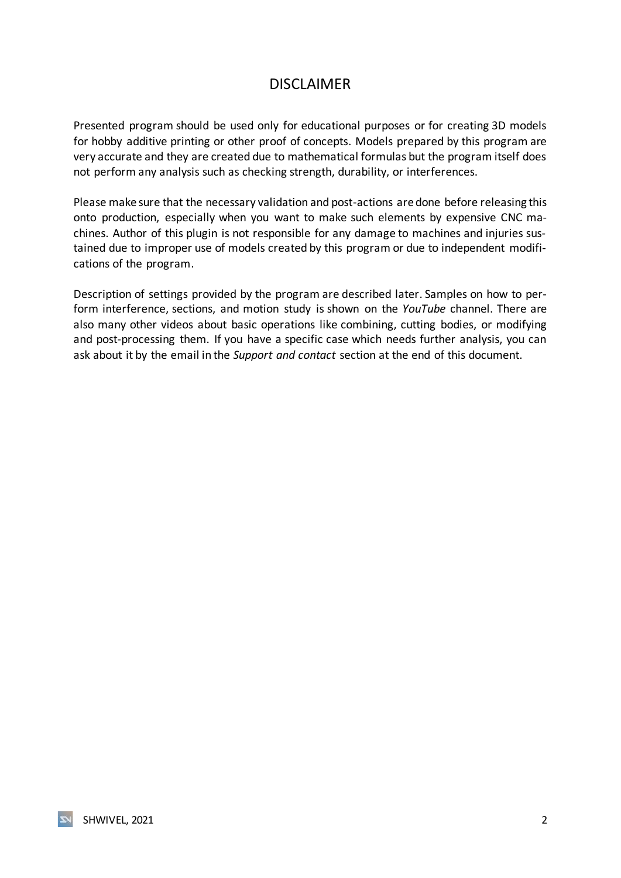# DISCLAIMER

Presented program should be used only for educational purposes or for creating 3D models for hobby additive printing or other proof of concepts. Models prepared by this program are very accurate and they are created due to mathematical formulas but the program itself does not perform any analysis such as checking strength, durability, or interferences.

Please make sure that the necessary validation and post-actions are done before releasing this onto production, especially when you want to make such elements by expensive CNC machines. Author of this plugin is not responsible for any damage to machines and injuries sustained due to improper use of models created by this program or due to independent modifications of the program.

Description of settings provided by the program are described later. Samples on how to perform interference, sections, and motion study is shown on the *YouTube* channel. There are also many other videos about basic operations like combining, cutting bodies, or modifying and post-processing them. If you have a specific case which needs further analysis, you can ask about it by the email in the *Support and contact* section at the end of this document.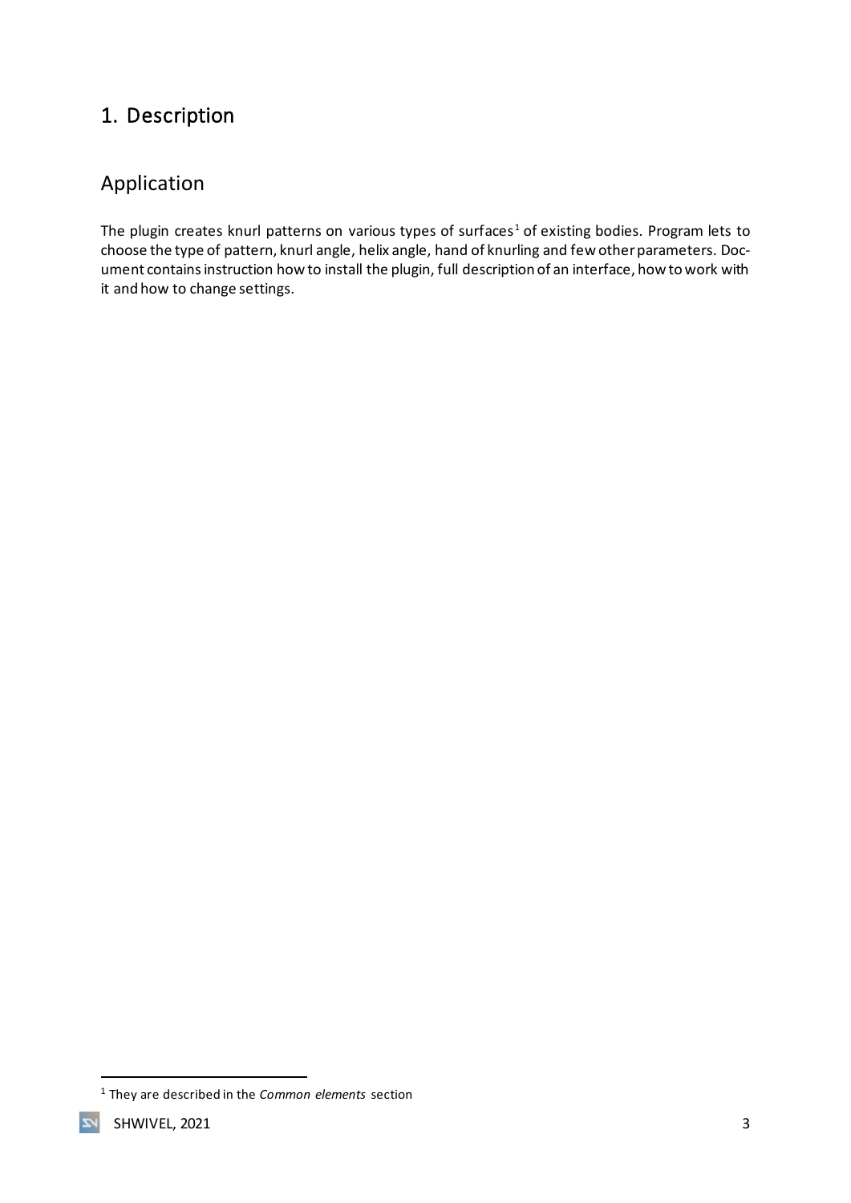# 1. Description

## Application

The plugin creates knurl patterns on various types of surfaces[1] of existing bodies. Program lets to choose the type of pattern, knurl angle, helix angle, hand of knurling and few other parameters. Document contains instruction how to install the plugin, full description of an interface, how to work with it and how to change settings.

[1] They are described in the *Common elements* section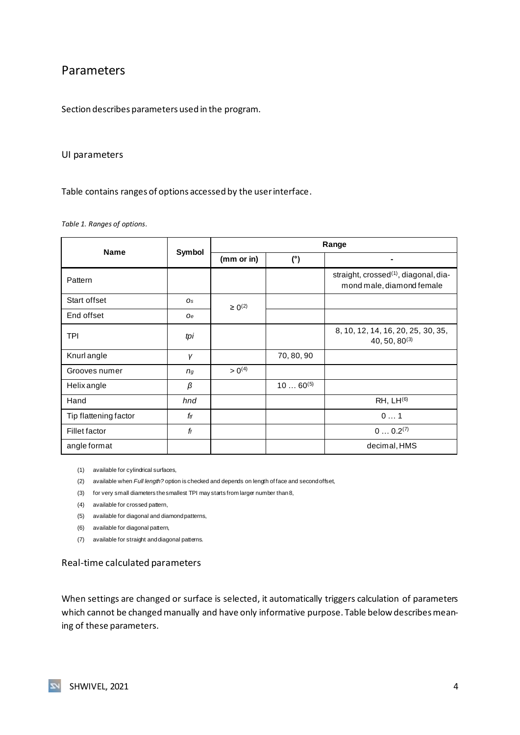# Parameters

Section describes parameters used in the program.

## UI parameters

Table contains ranges of options accessed by the user interface.

*Table 1. Ranges of options.*

| Name | Symbol | Range | | |
|---|---|---|---|---|
| | | (mm or in) | (°) | - |
| Pattern | | | | straight, crossed(1), diagonal, diamond male, diamond female |
| Start offset | $o_s$ | $\geq 0$(2) | | |
| End offset | $o_e$ | | | |
| TPI | *tpi* | | | 8, 10, 12, 14, 16, 20, 25, 30, 35, 40, 50, 80(3) |
| Knurl angle | $\gamma$ | | 70, 80, 90 | |
| Grooves numer | $n_g$ | $> 0$(4) | | |
| Helix angle | $\beta$ | | 10 … 60(5) | |
| Hand | *hnd* | | | RH, LH(6) |
| Tip flattening factor | $f_{tf}$ | | | 0 … 1 |
| Fillet factor | $f_f$ | | | 0 … 0.2(7) |
| angle format | | | | decimal, HMS |

(1) available for cylindrical surfaces,

(2) available when *Full length?* option is checked and depends on length of face and second offset,

(3) for very small diameters the smallest TPI may starts from larger number than 8,

(4) available for crossed pattern,

(5) available for diagonal and diamond patterns,

(6) available for diagonal pattern,

(7) available for straight and diagonal patterns.

## Real-time calculated parameters

When settings are changed or surface is selected, it automatically triggers calculation of parameters which cannot be changed manually and have only informative purpose. Table below describes meaning of these parameters.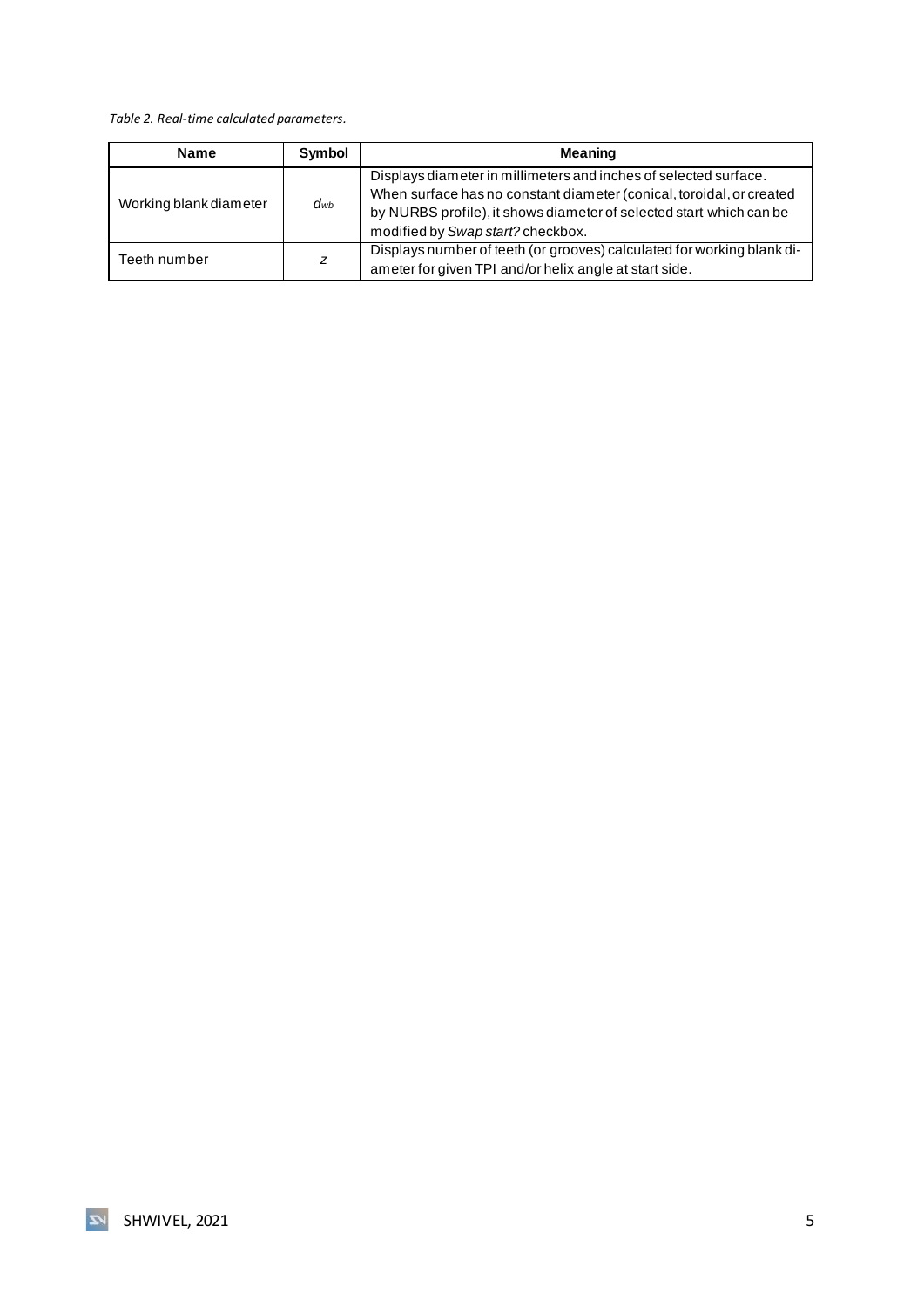*Table 2. Real-time calculated parameters.*

| Name | Symbol | Meaning |
| --- | --- | --- |
| Working blank diameter | $d_{wb}$ | Displays diameter in millimeters and inches of selected surface. When surface has no constant diameter (conical, toroidal, or created by NURBS profile), it shows diameter of selected start which can be modified by *Swap start?* checkbox. |
| Teeth number | $z$ | Displays number of teeth (or grooves) calculated for working blank diameter for given TPI and/or helix angle at start side. |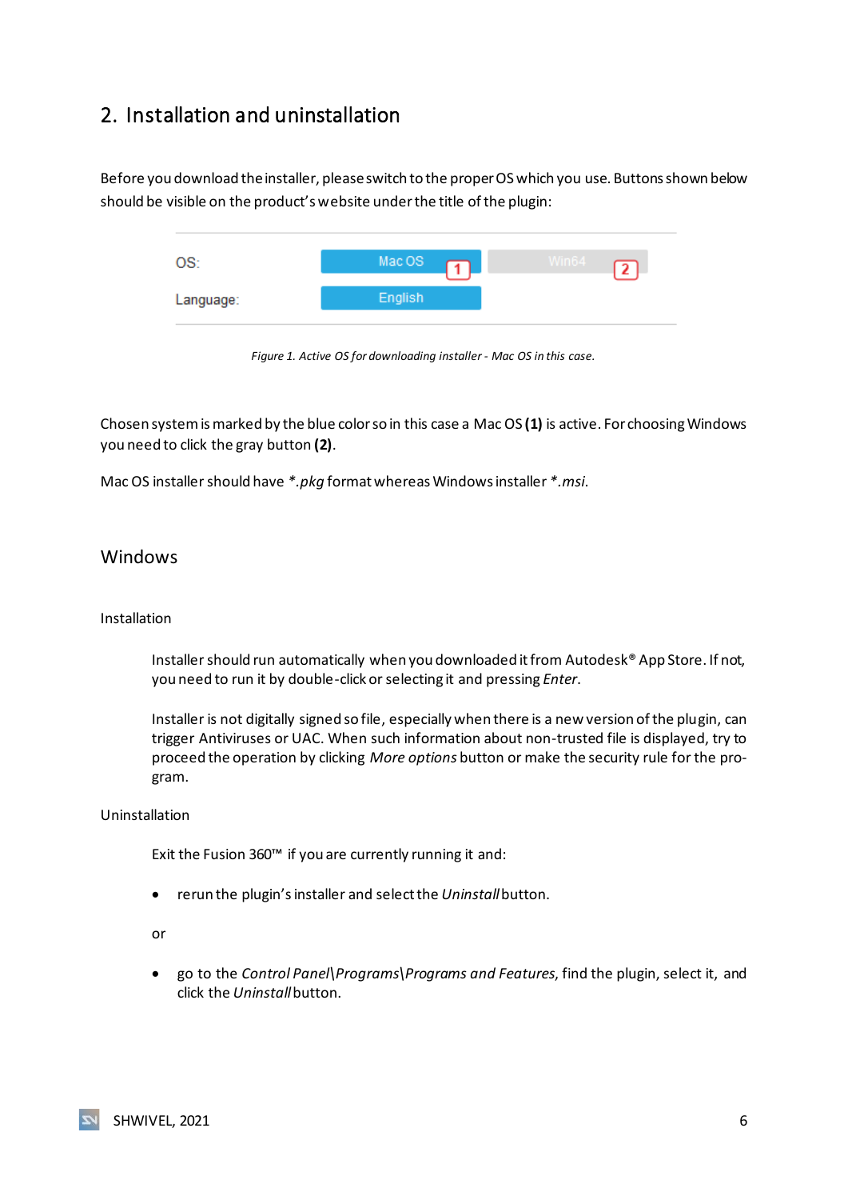## 2. Installation and uninstallation

Before you download the installer, please switch to the proper OS which you use. Buttons shown below should be visible on the product's website under the title of the plugin:

*Figure 1. Active OS for downloading installer - Mac OS in this case.*

Chosen system is marked by the blue color so in this case a Mac OS **(1)** is active. For choosing Windows you need to click the gray button **(2)**.

Mac OS installer should have *\*.pkg* format whereas Windows installer *\*.msi*.

### Windows

Installation

Installer should run automatically when you downloaded it from Autodesk® App Store. If not, you need to run it by double-click or selecting it and pressing *Enter*.

Installer is not digitally signed so file, especially when there is a new version of the plugin, can trigger Antiviruses or UAC. When such information about non-trusted file is displayed, try to proceed the operation by clicking *More options* button or make the security rule for the program.

Uninstallation

Exit the Fusion 360™ if you are currently running it and:

- rerun the plugin's installer and select the *Uninstall* button.

or

- go to the *Control Panel\Programs\Programs and Features*, find the plugin, select it, and click the *Uninstall* button.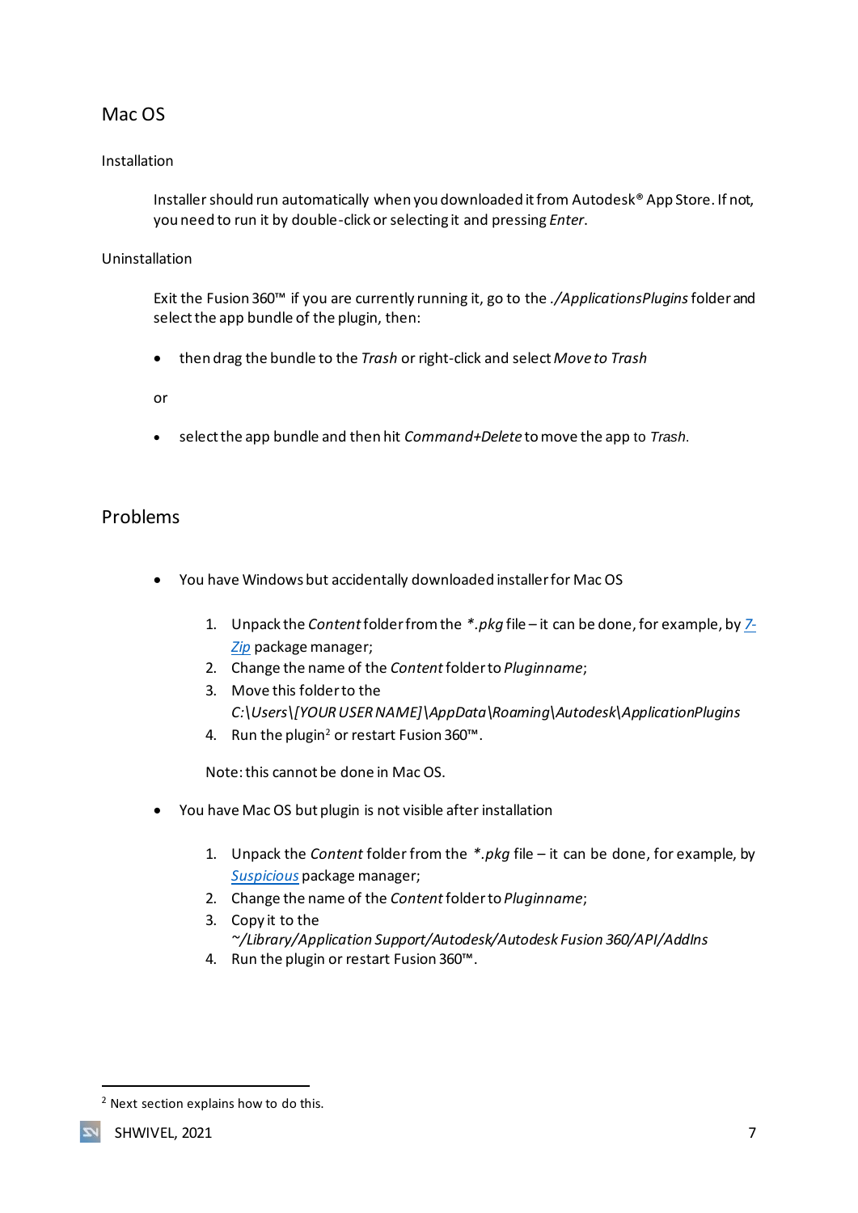## Mac OS

### Installation

Installer should run automatically when you downloaded it from Autodesk® App Store. If not, you need to run it by double-click or selecting it and pressing *Enter*.

### Uninstallation

Exit the Fusion 360™ if you are currently running it, go to the *./ApplicationsPlugins* folder and select the app bundle of the plugin, then:

- then drag the bundle to the *Trash* or right-click and select *Move to Trash*

or

- select the app bundle and then hit *Command+Delete* to move the app to *Trash*.

## Problems

- You have Windows but accidentally downloaded installer for Mac OS

  1. Unpack the *Content* folder from the *.pkg* file – it can be done, for example, by [7-Zip](7-Zip) package manager;
  2. Change the name of the *Content* folder to *Pluginname*;
  3. Move this folder to the *C:\Users\[YOUR USER NAME]\AppData\Roaming\Autodesk\ApplicationPlugins*
  4. Run the plugin[2] or restart Fusion 360™.

  Note: this cannot be done in Mac OS.

- You have Mac OS but plugin is not visible after installation

  1. Unpack the *Content* folder from the *.pkg* file – it can be done, for example, by [Suspicious](Suspicious) package manager;
  2. Change the name of the *Content* folder to *Pluginname*;
  3. Copy it to the *~/Library/Application Support/Autodesk/Autodesk Fusion 360/API/AddIns*
  4. Run the plugin or restart Fusion 360™.

[2] Next section explains how to do this.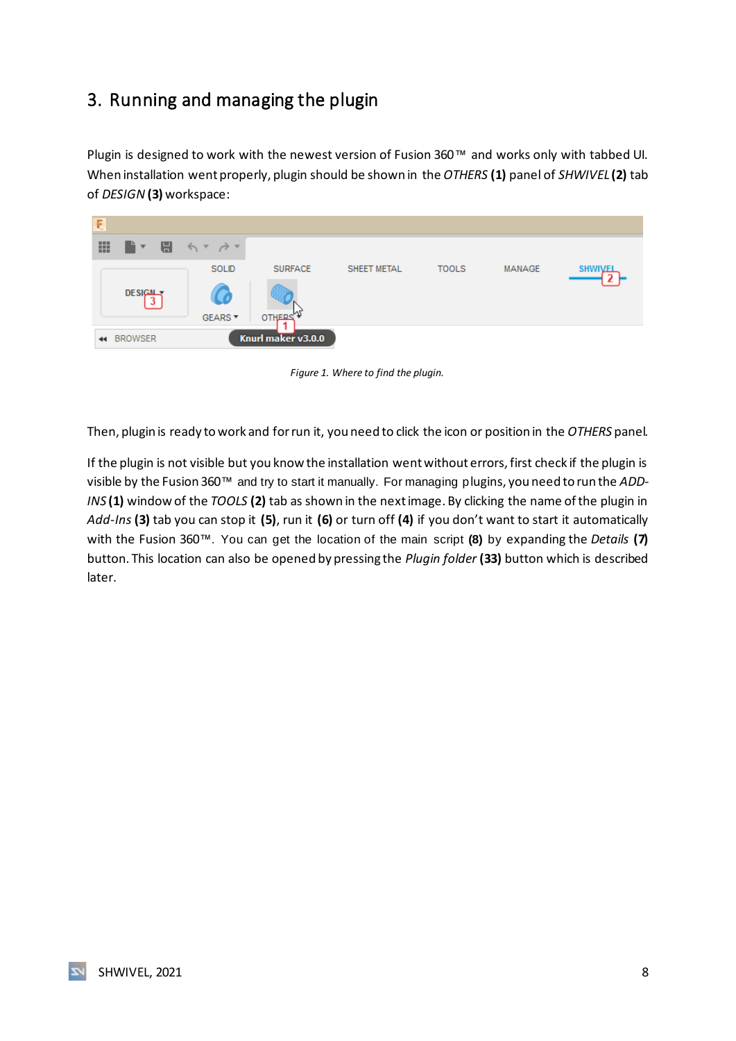## 3. Running and managing the plugin

Plugin is designed to work with the newest version of Fusion 360™ and works only with tabbed UI. When installation went properly, plugin should be shown in the *OTHERS* **(1)** panel of *SHWIVEL* **(2)** tab of *DESIGN* **(3)** workspace:

*Figure 1. Where to find the plugin.*

Then, plugin is ready to work and for run it, you need to click the icon or position in the *OTHERS* panel.

If the plugin is not visible but you know the installation went without errors, first check if the plugin is visible by the Fusion 360™ and try to start it manually. For managing plugins, you need to run the *ADD-INS* **(1)** window of the *TOOLS* **(2)** tab as shown in the next image. By clicking the name of the plugin in *Add-Ins* **(3)** tab you can stop it **(5)**, run it **(6)** or turn off **(4)** if you don't want to start it automatically with the Fusion 360™. You can get the location of the main script **(8)** by expanding the *Details* **(7)** button. This location can also be opened by pressing the *Plugin folder* **(33)** button which is described later.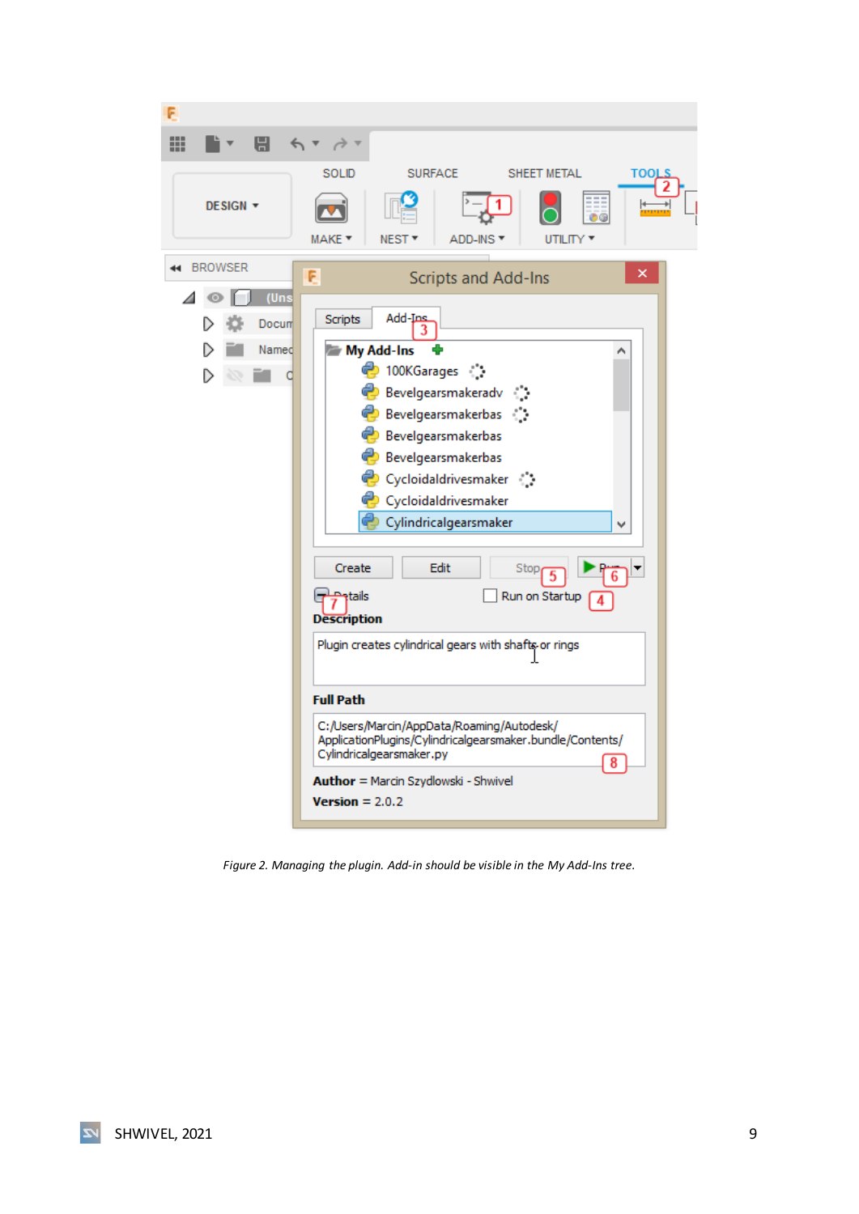*Figure 2. Managing the plugin. Add-in should be visible in the My Add-Ins tree.*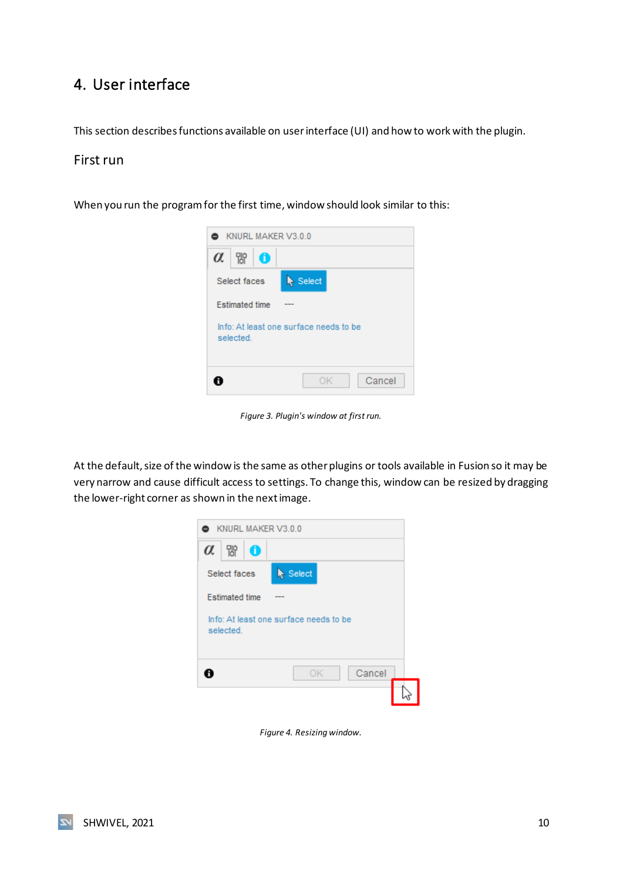# 4. User interface

This section describes functions available on user interface (UI) and how to work with the plugin.

## First run

When you run the program for the first time, window should look similar to this:

*Figure 3. Plugin's window at first run.*

At the default, size of the window is the same as other plugins or tools available in Fusion so it may be very narrow and cause difficult access to settings. To change this, window can be resized by dragging the lower-right corner as shown in the next image.

*Figure 4. Resizing window.*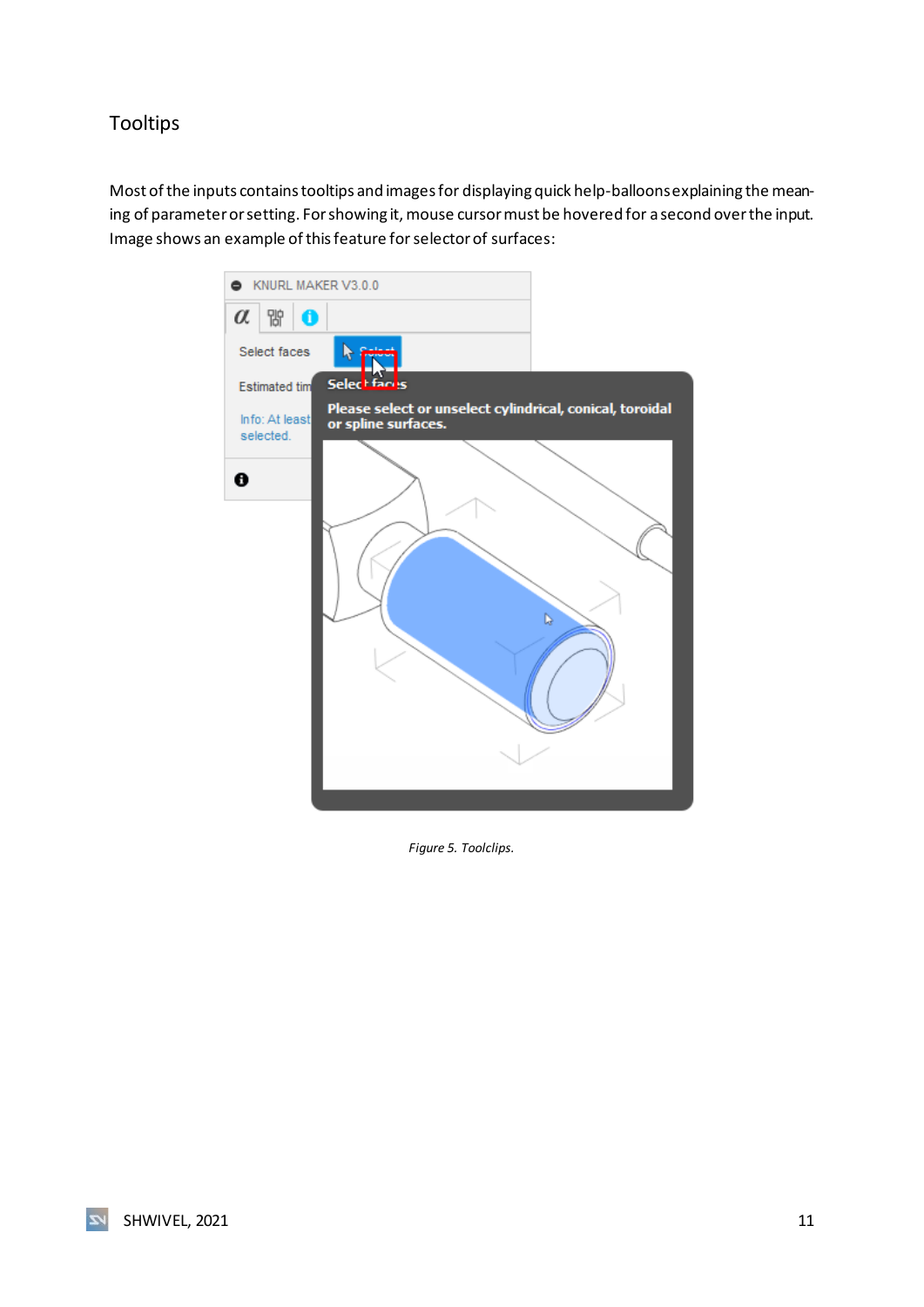## Tooltips

Most of the inputs contains tooltips and images for displaying quick help-balloons explaining the meaning of parameter or setting. For showing it, mouse cursor must be hovered for a second over the input. Image shows an example of this feature for selector of surfaces:

*Figure 5. Toolclips.*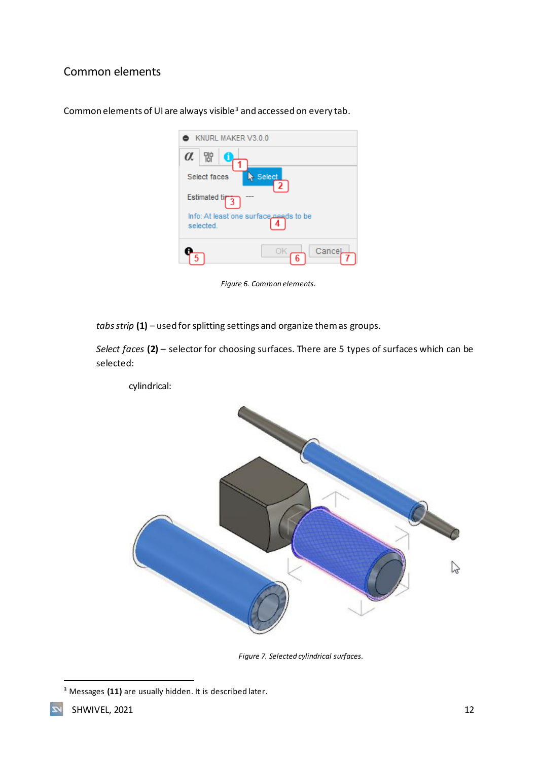## Common elements

Common elements of UI are always visible[3] and accessed on every tab.

Figure 6. Common elements.

*tabs strip* **(1)** – used for splitting settings and organize them as groups.

*Select faces* **(2)** – selector for choosing surfaces. There are 5 types of surfaces which can be selected:

cylindrical:

Figure 7. Selected cylindrical surfaces.

[3] Messages **(11)** are usually hidden. It is described later.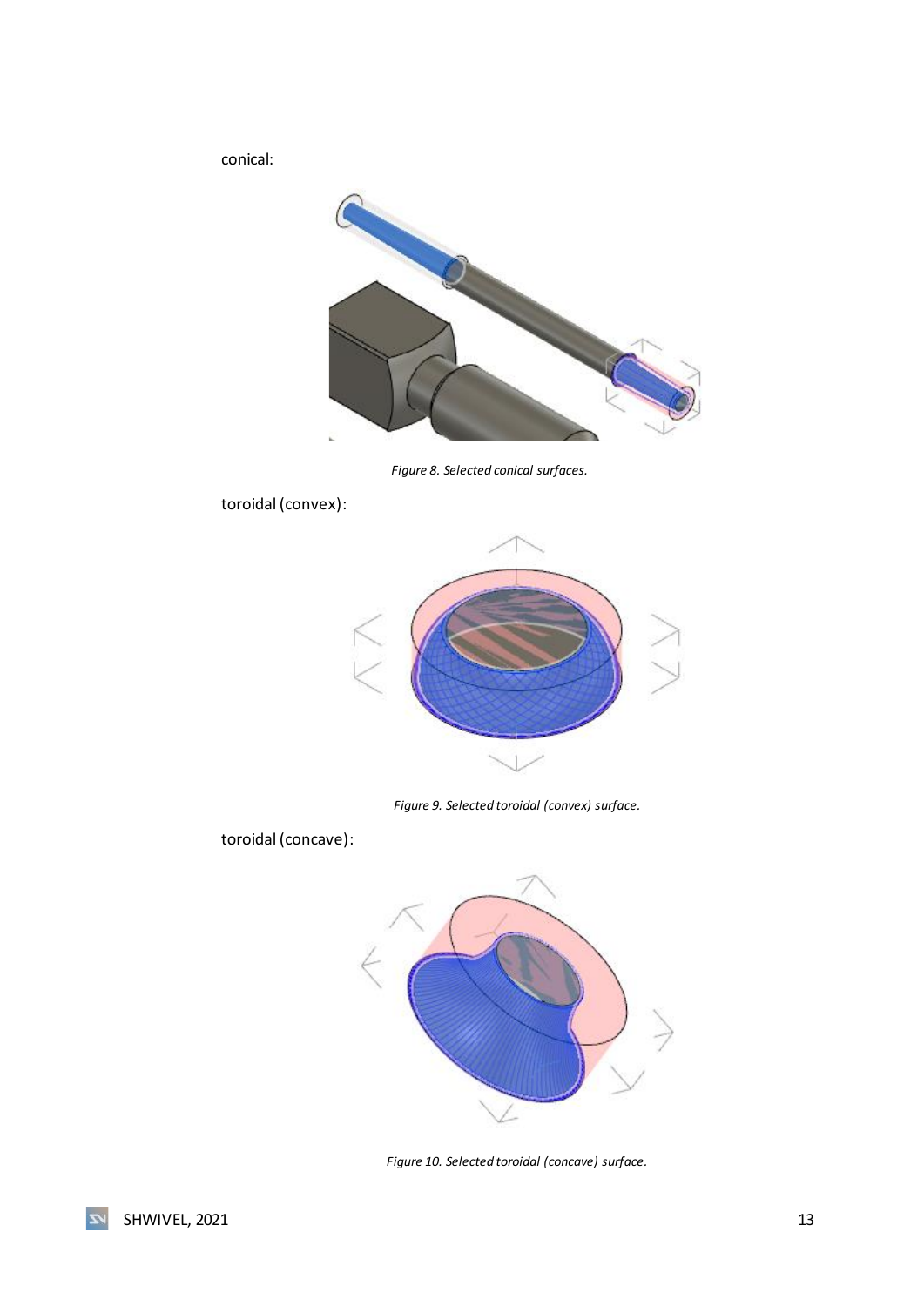conical:

*Figure 8. Selected conical surfaces.*

toroidal (convex):

*Figure 9. Selected toroidal (convex) surface.*

toroidal (concave):

*Figure 10. Selected toroidal (concave) surface.*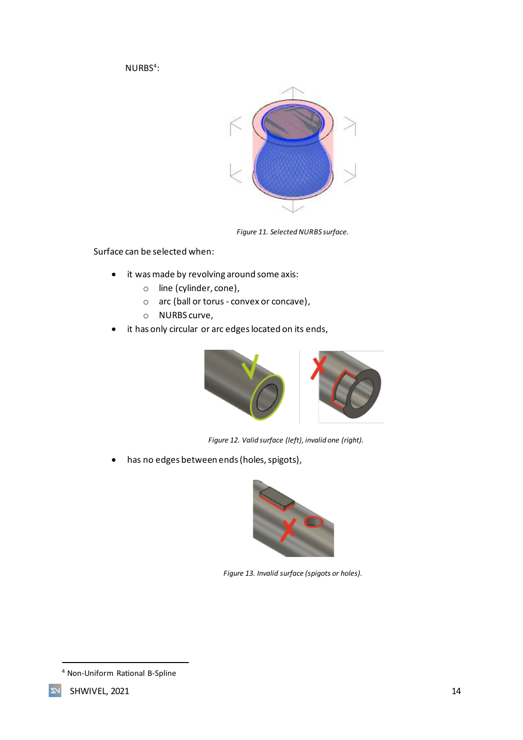NURBS[4]:

*Figure 11. Selected NURBS surface.*

Surface can be selected when:

- it was made by revolving around some axis:
  - line (cylinder, cone),
  - arc (ball or torus - convex or concave),
  - NURBS curve,
- it has only circular or arc edges located on its ends,

*Figure 12. Valid surface (left), invalid one (right).*

- has no edges between ends (holes, spigots),

*Figure 13. Invalid surface (spigots or holes).*

[4] Non-Uniform Rational B-Spline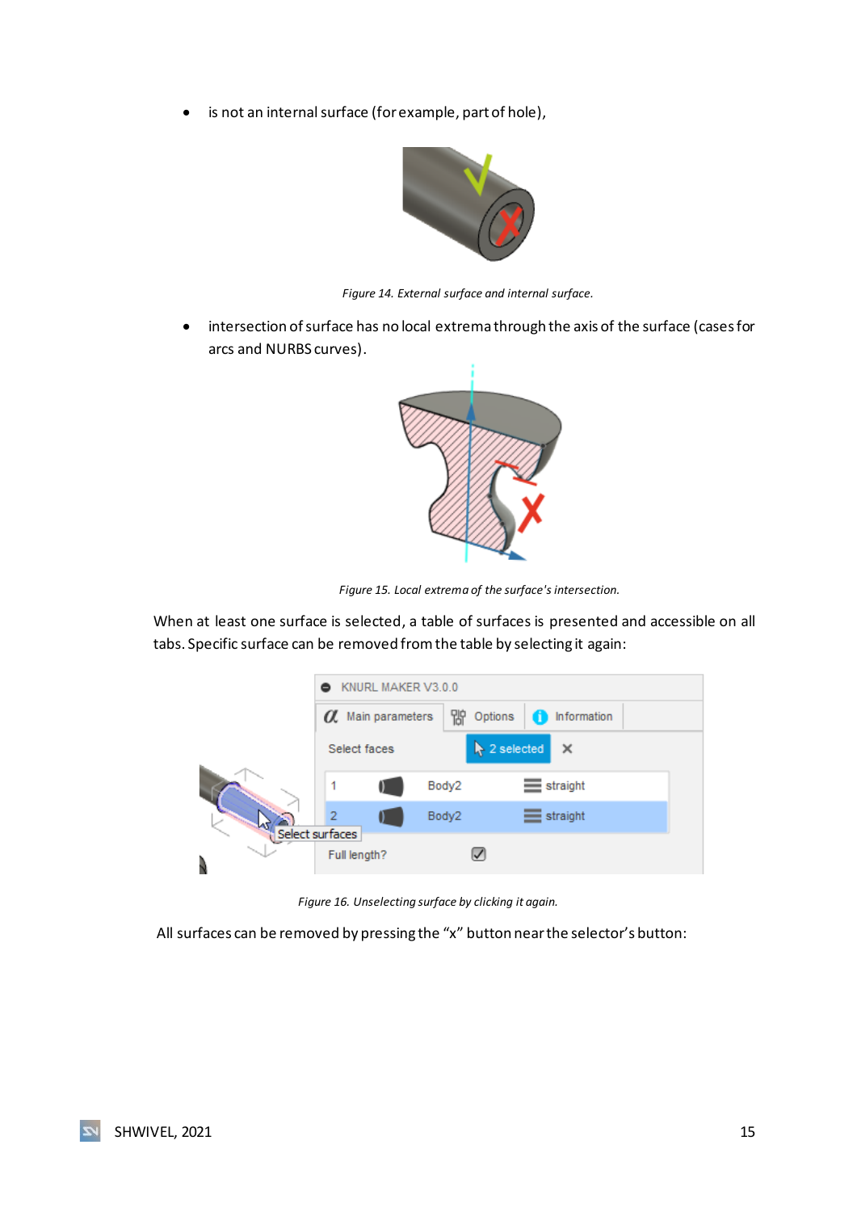- is not an internal surface (for example, part of hole),

*Figure 14. External surface and internal surface.*

- intersection of surface has no local extrema through the axis of the surface (cases for arcs and NURBS curves).

*Figure 15. Local extrema of the surface's intersection.*

When at least one surface is selected, a table of surfaces is presented and accessible on all tabs. Specific surface can be removed from the table by selecting it again:

*Figure 16. Unselecting surface by clicking it again.*

All surfaces can be removed by pressing the "x" button near the selector's button: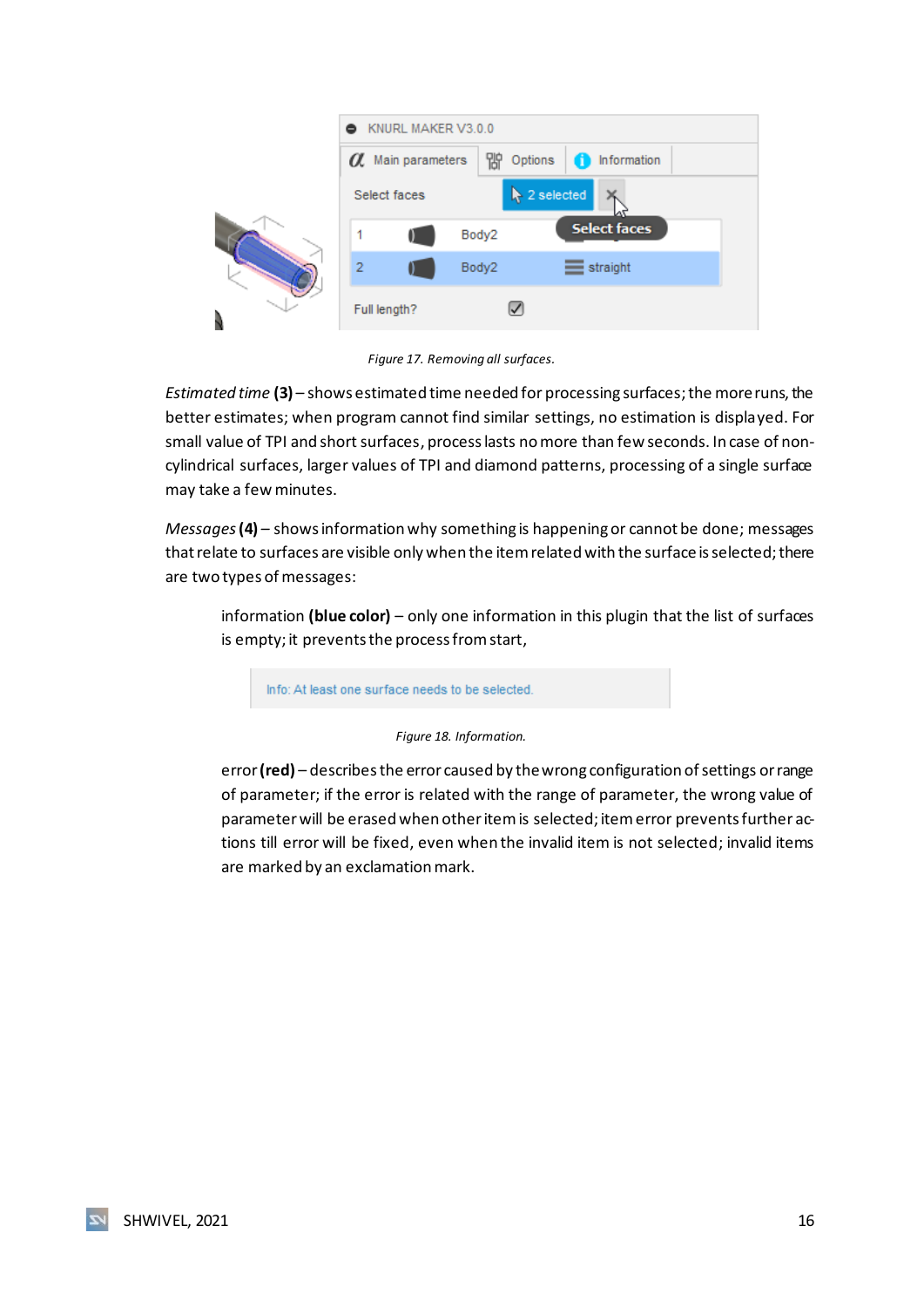Figure 17. Removing all surfaces.

*Estimated time* **(3)** – shows estimated time needed for processing surfaces; the more runs, the better estimates; when program cannot find similar settings, no estimation is displayed. For small value of TPI and short surfaces, process lasts no more than few seconds. In case of non-cylindrical surfaces, larger values of TPI and diamond patterns, processing of a single surface may take a few minutes.

*Messages* **(4)** – shows information why something is happening or cannot be done; messages that relate to surfaces are visible only when the item related with the surface is selected; there are two types of messages:

> information **(blue color)** – only one information in this plugin that the list of surfaces is empty; it prevents the process from start,
>
> Info: At least one surface needs to be selected.
>
> Figure 18. Information.
>
> error **(red)** – describes the error caused by the wrong configuration of settings or range of parameter; if the error is related with the range of parameter, the wrong value of parameter will be erased when other item is selected; item error prevents further actions till error will be fixed, even when the invalid item is not selected; invalid items are marked by an exclamation mark.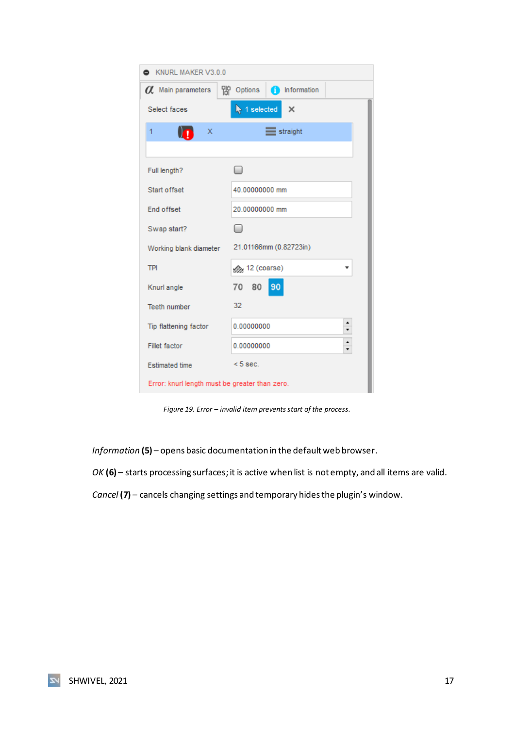*Figure 19. Error – invalid item prevents start of the process.*

*Information* **(5)** – opens basic documentation in the default web browser.

*OK* **(6)** – starts processing surfaces; it is active when list is not empty, and all items are valid.

*Cancel* **(7)** – cancels changing settings and temporary hides the plugin's window.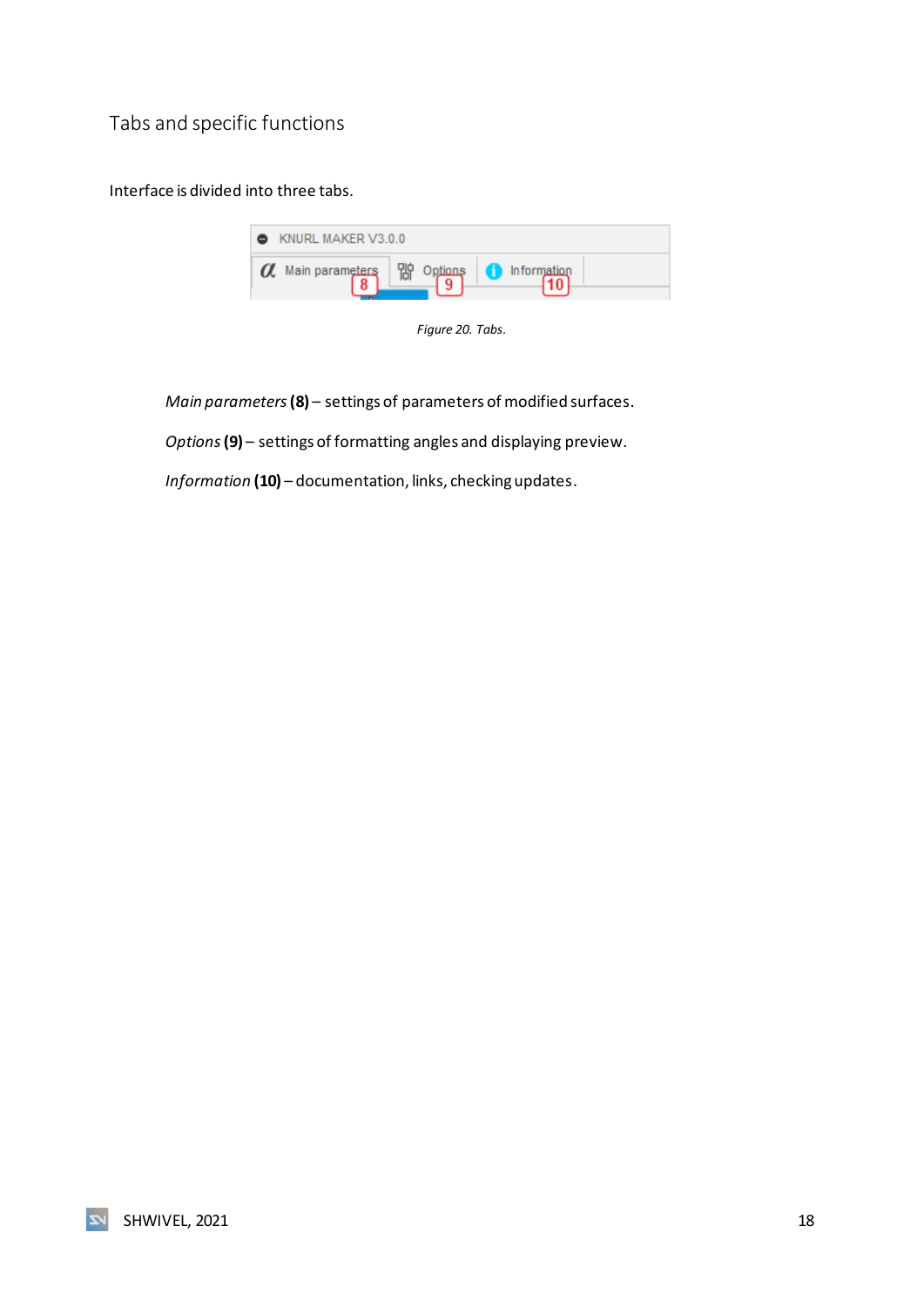## Tabs and specific functions

Interface is divided into three tabs.

*Figure 20. Tabs.*

*Main parameters* **(8)** – settings of parameters of modified surfaces.

*Options* **(9)** – settings of formatting angles and displaying preview.

*Information* **(10)** – documentation, links, checking updates.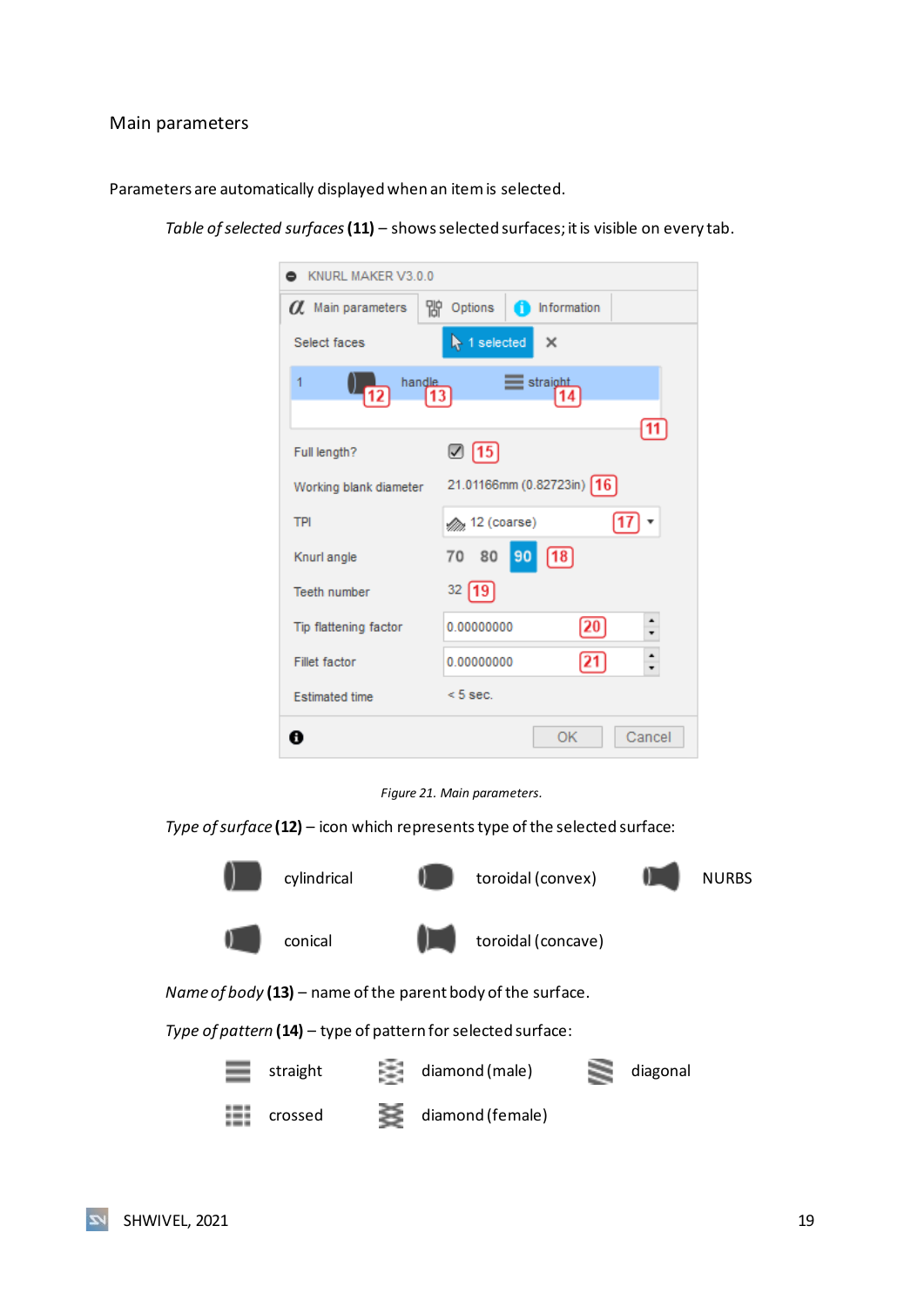## Main parameters

Parameters are automatically displayed when an item is selected.

*Table of selected surfaces* **(11)** – shows selected surfaces; it is visible on every tab.

*Figure 21. Main parameters.*

*Type of surface* **(12)** – icon which represents type of the selected surface:

| | | |
|---|---|---|
| cylindrical | toroidal (convex) | NURBS |
| conical | toroidal (concave) | |

*Name of body* **(13)** – name of the parent body of the surface.

*Type of pattern* **(14)** – type of pattern for selected surface:

| | | |
|---|---|---|
| straight | diamond (male) | diagonal |
| crossed | diamond (female) | |

SHWIVEL, 2021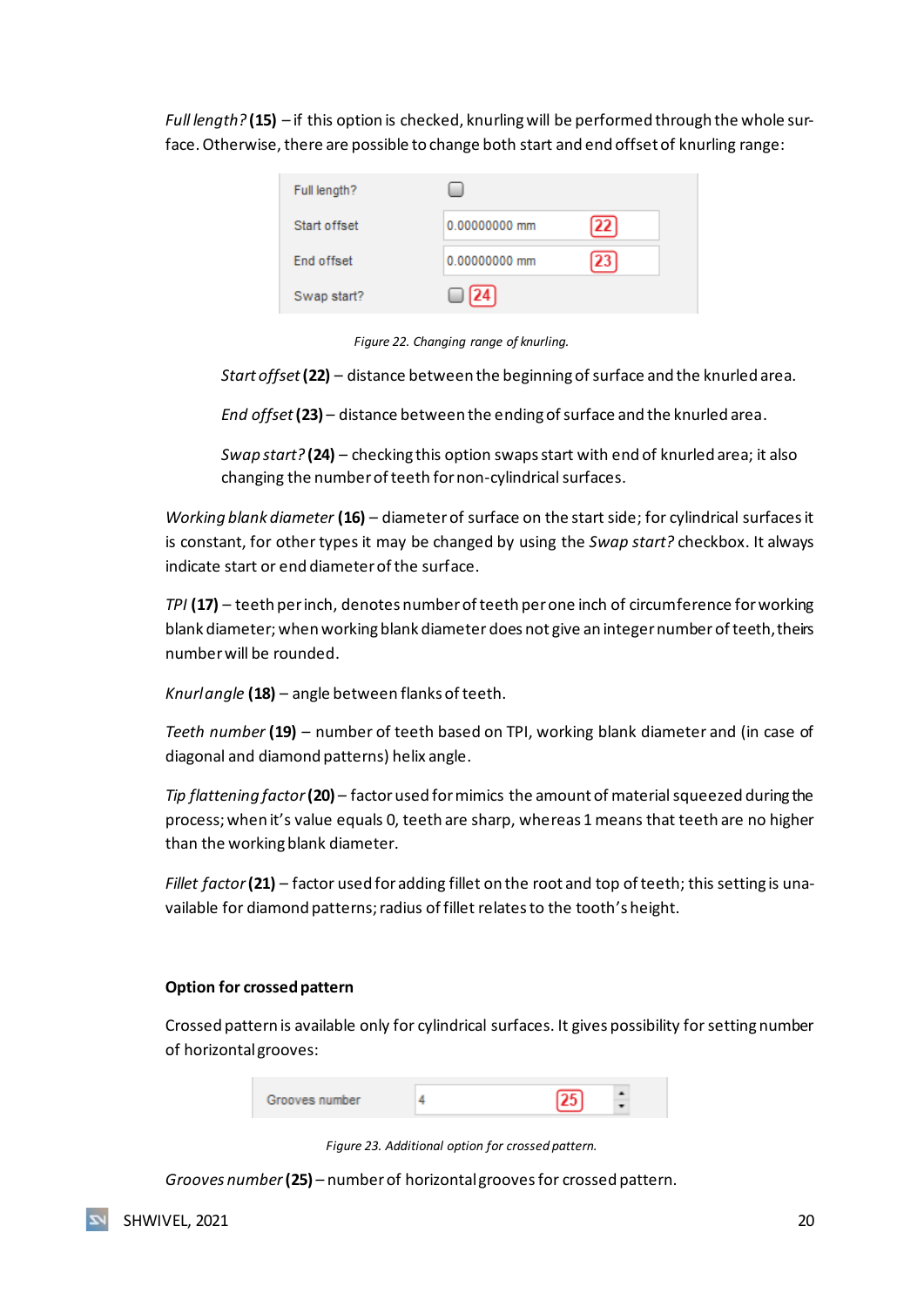*Full length?* **(15)** – if this option is checked, knurling will be performed through the whole surface. Otherwise, there are possible to change both start and end offset of knurling range:

Figure 22. Changing range of knurling.

*Start offset* **(22)** – distance between the beginning of surface and the knurled area.

*End offset* **(23)** – distance between the ending of surface and the knurled area.

*Swap start?* **(24)** – checking this option swaps start with end of knurled area; it also changing the number of teeth for non-cylindrical surfaces.

*Working blank diameter* **(16)** – diameter of surface on the start side; for cylindrical surfaces it is constant, for other types it may be changed by using the *Swap start?* checkbox. It always indicate start or end diameter of the surface.

*TPI* **(17)** – teeth per inch, denotes number of teeth per one inch of circumference for working blank diameter; when working blank diameter does not give an integer number of teeth, theirs number will be rounded.

*Knurl angle* **(18)** – angle between flanks of teeth.

*Teeth number* **(19)** – number of teeth based on TPI, working blank diameter and (in case of diagonal and diamond patterns) helix angle.

*Tip flattening factor* **(20)** – factor used for mimics the amount of material squeezed during the process; when it's value equals 0, teeth are sharp, whereas 1 means that teeth are no higher than the working blank diameter.

*Fillet factor* **(21)** – factor used for adding fillet on the root and top of teeth; this setting is unavailable for diamond patterns; radius of fillet relates to the tooth's height.

**Option for crossed pattern**

Crossed pattern is available only for cylindrical surfaces. It gives possibility for setting number of horizontal grooves:

Figure 23. Additional option for crossed pattern.

*Grooves number* **(25)** – number of horizontal grooves for crossed pattern.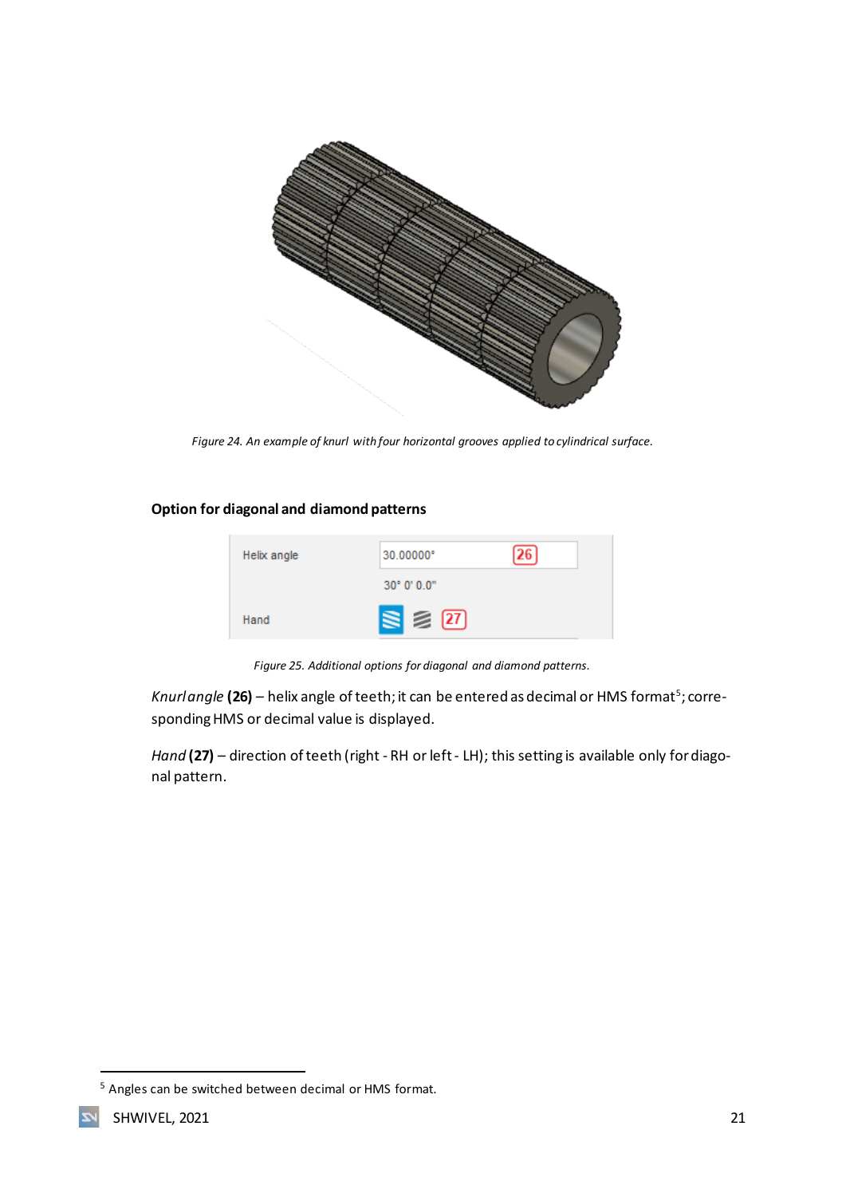Figure 24. An example of knurl with four horizontal grooves applied to cylindrical surface.

### Option for diagonal and diamond patterns

Figure 25. Additional options for diagonal and diamond patterns.

*Knurl angle* **(26)** – helix angle of teeth; it can be entered as decimal or HMS format[5]; corresponding HMS or decimal value is displayed.

*Hand* **(27)** – direction of teeth (right - RH or left - LH); this setting is available only for diagonal pattern.

[5] Angles can be switched between decimal or HMS format.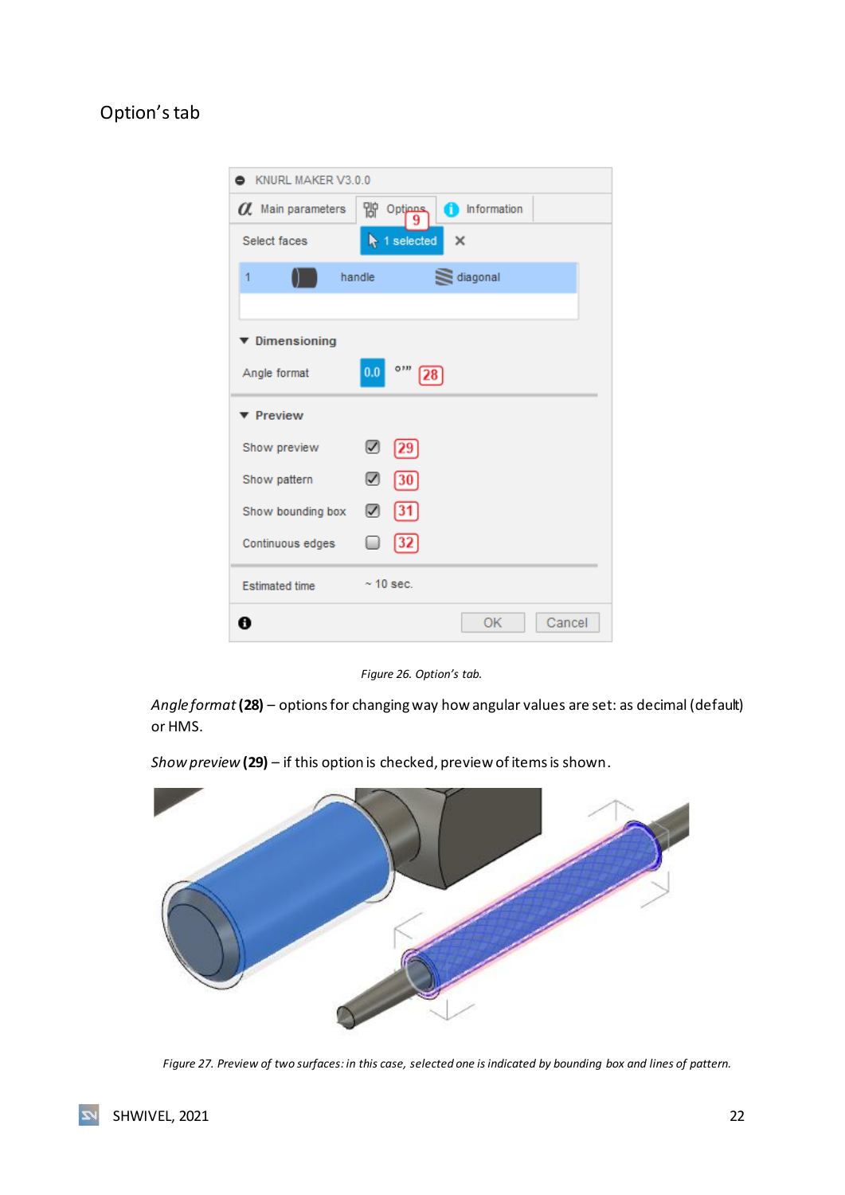Option's tab

Figure 26. Option's tab.

*Angle format* **(28)** – options for changing way how angular values are set: as decimal (default) or HMS.

*Show preview* **(29)** – if this option is checked, preview of items is shown.

Figure 27. Preview of two surfaces: in this case, selected one is indicated by bounding box and lines of pattern.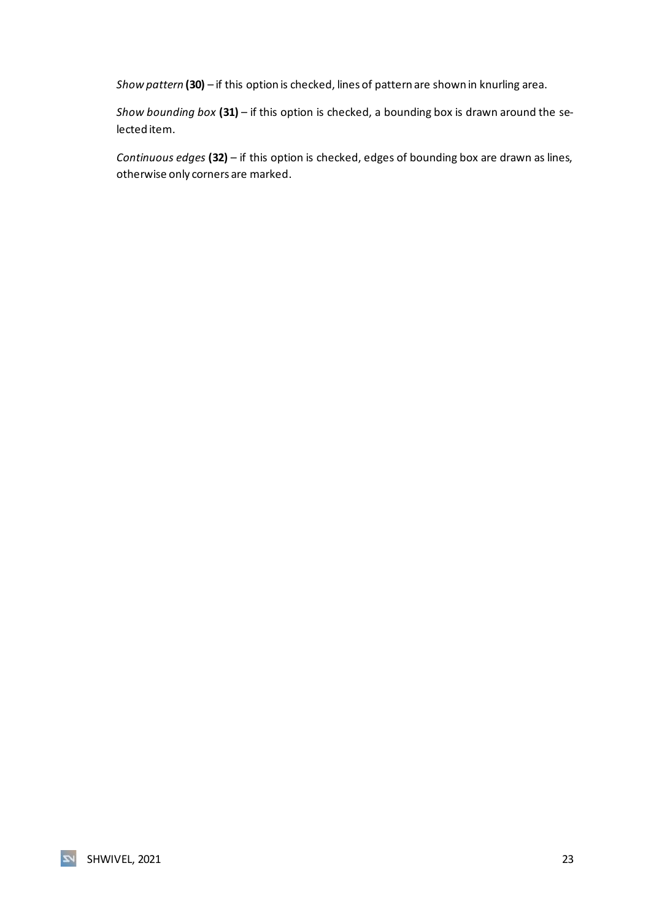*Show pattern* **(30)** – if this option is checked, lines of pattern are shown in knurling area.

*Show bounding box* **(31)** – if this option is checked, a bounding box is drawn around the selected item.

*Continuous edges* **(32)** – if this option is checked, edges of bounding box are drawn as lines, otherwise only corners are marked.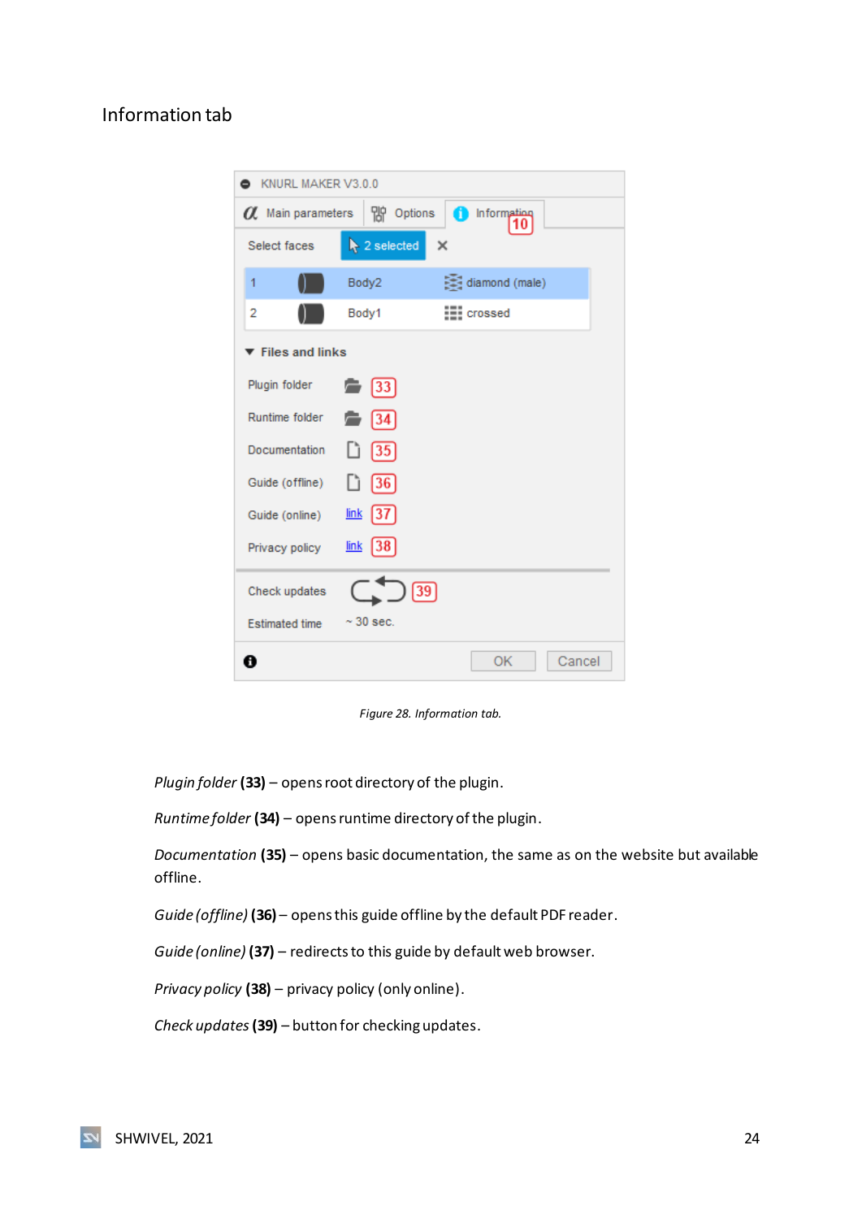## Information tab

Figure 28. Information tab.

*Plugin folder* **(33)** – opens root directory of the plugin.

*Runtime folder* **(34)** – opens runtime directory of the plugin.

*Documentation* **(35)** – opens basic documentation, the same as on the website but available offline.

*Guide (offline)* **(36)** – opens this guide offline by the default PDF reader.

*Guide (online)* **(37)** – redirects to this guide by default web browser.

*Privacy policy* **(38)** – privacy policy (only online).

*Check updates* **(39)** – button for checking updates.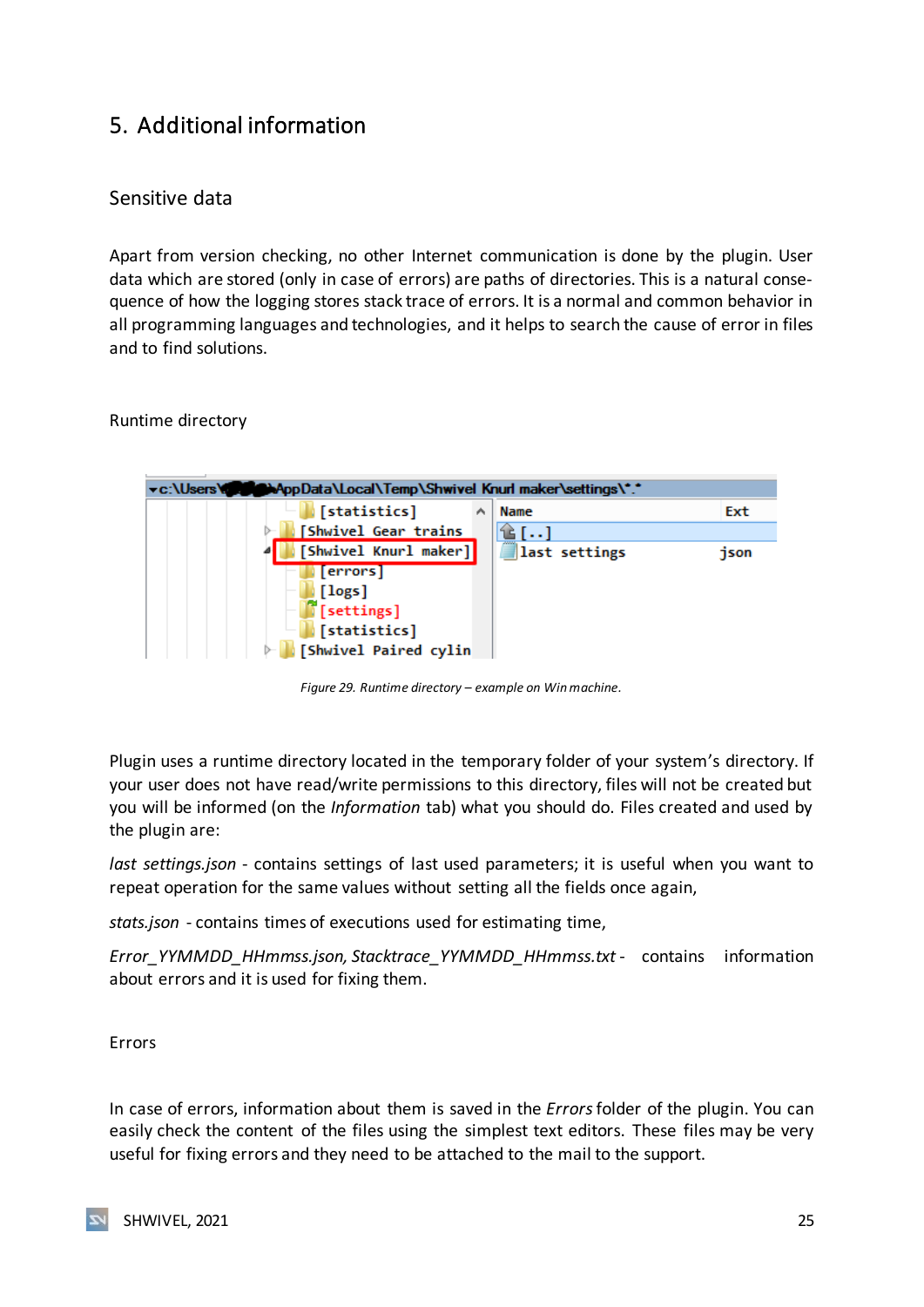# 5. Additional information

## Sensitive data

Apart from version checking, no other Internet communication is done by the plugin. User data which are stored (only in case of errors) are paths of directories. This is a natural consequence of how the logging stores stack trace of errors. It is a normal and common behavior in all programming languages and technologies, and it helps to search the cause of error in files and to find solutions.

### Runtime directory

*Figure 29. Runtime directory – example on Win machine.*

Plugin uses a runtime directory located in the temporary folder of your system's directory. If your user does not have read/write permissions to this directory, files will not be created but you will be informed (on the *Information* tab) what you should do. Files created and used by the plugin are:

*last settings.json* - contains settings of last used parameters; it is useful when you want to repeat operation for the same values without setting all the fields once again,

*stats.json* - contains times of executions used for estimating time,

*Error_YYMMDD_HHmmss.json, Stacktrace_YYMMDD_HHmmss.txt* - contains information about errors and it is used for fixing them.

### Errors

In case of errors, information about them is saved in the *Errors* folder of the plugin. You can easily check the content of the files using the simplest text editors. These files may be very useful for fixing errors and they need to be attached to the mail to the support.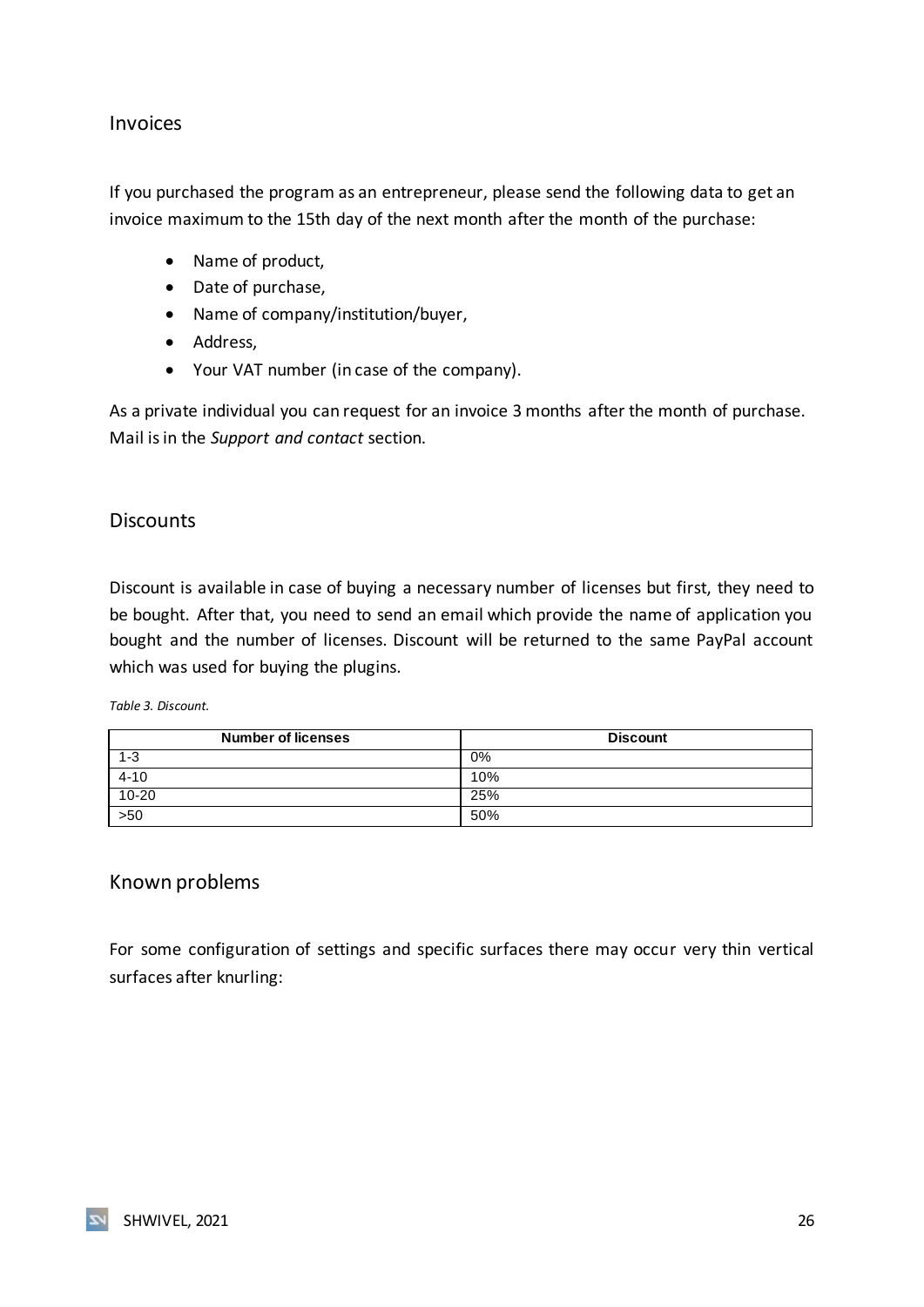## Invoices

If you purchased the program as an entrepreneur, please send the following data to get an invoice maximum to the 15th day of the next month after the month of the purchase:

- Name of product,
- Date of purchase,
- Name of company/institution/buyer,
- Address,
- Your VAT number (in case of the company).

As a private individual you can request for an invoice 3 months after the month of purchase. Mail is in the *Support and contact* section.

## Discounts

Discount is available in case of buying a necessary number of licenses but first, they need to be bought. After that, you need to send an email which provide the name of application you bought and the number of licenses. Discount will be returned to the same PayPal account which was used for buying the plugins.

*Table 3. Discount.*

| Number of licenses | Discount |
|---|---|
| 1-3 | 0% |
| 4-10 | 10% |
| 10-20 | 25% |
| >50 | 50% |

## Known problems

For some configuration of settings and specific surfaces there may occur very thin vertical surfaces after knurling: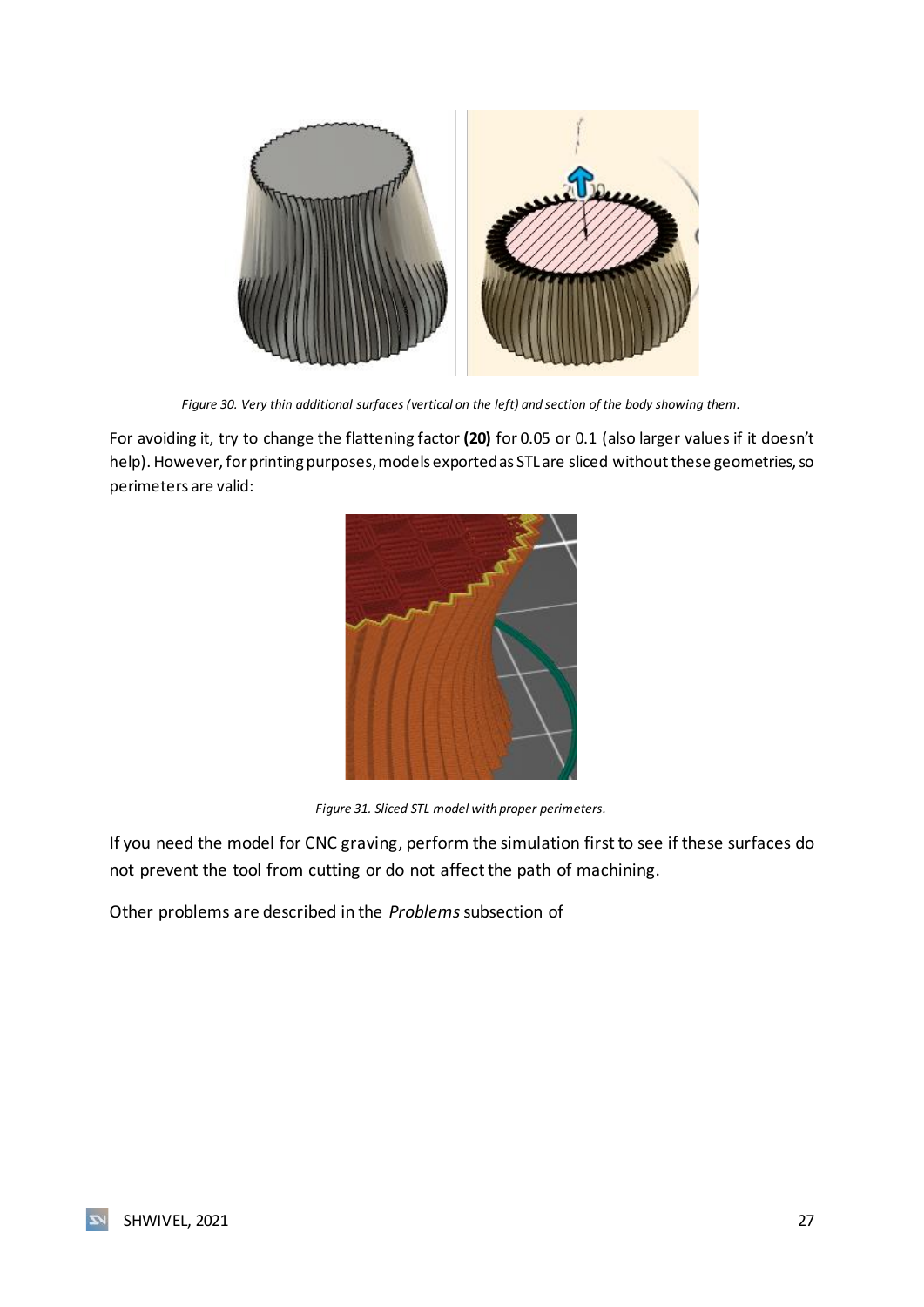*Figure 30. Very thin additional surfaces (vertical on the left) and section of the body showing them.*

For avoiding it, try to change the flattening factor **(20)** for 0.05 or 0.1 (also larger values if it doesn't help). However, for printing purposes, models exported as STL are sliced without these geometries, so perimeters are valid:

*Figure 31. Sliced STL model with proper perimeters.*

If you need the model for CNC graving, perform the simulation first to see if these surfaces do not prevent the tool from cutting or do not affect the path of machining.

Other problems are described in the *Problems* subsection of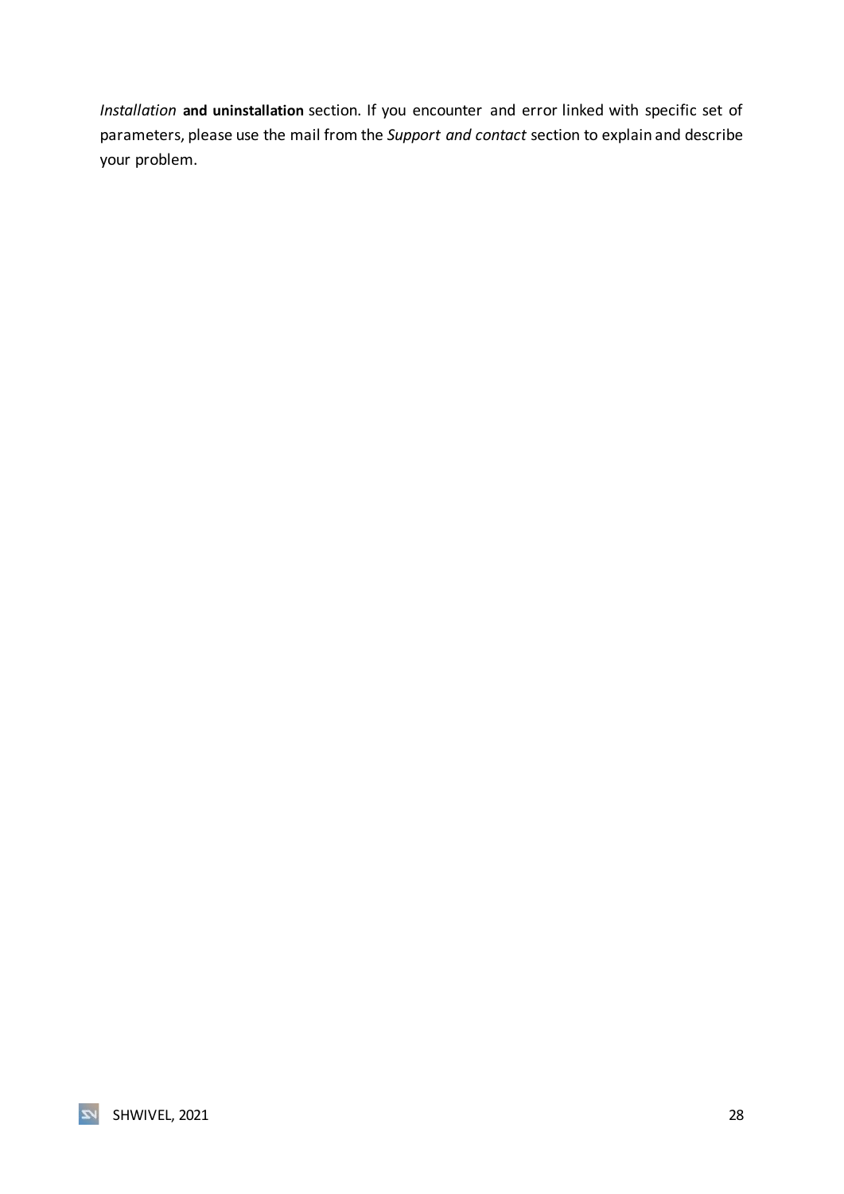*Installation* **and uninstallation** section. If you encounter and error linked with specific set of parameters, please use the mail from the *Support and contact* section to explain and describe your problem.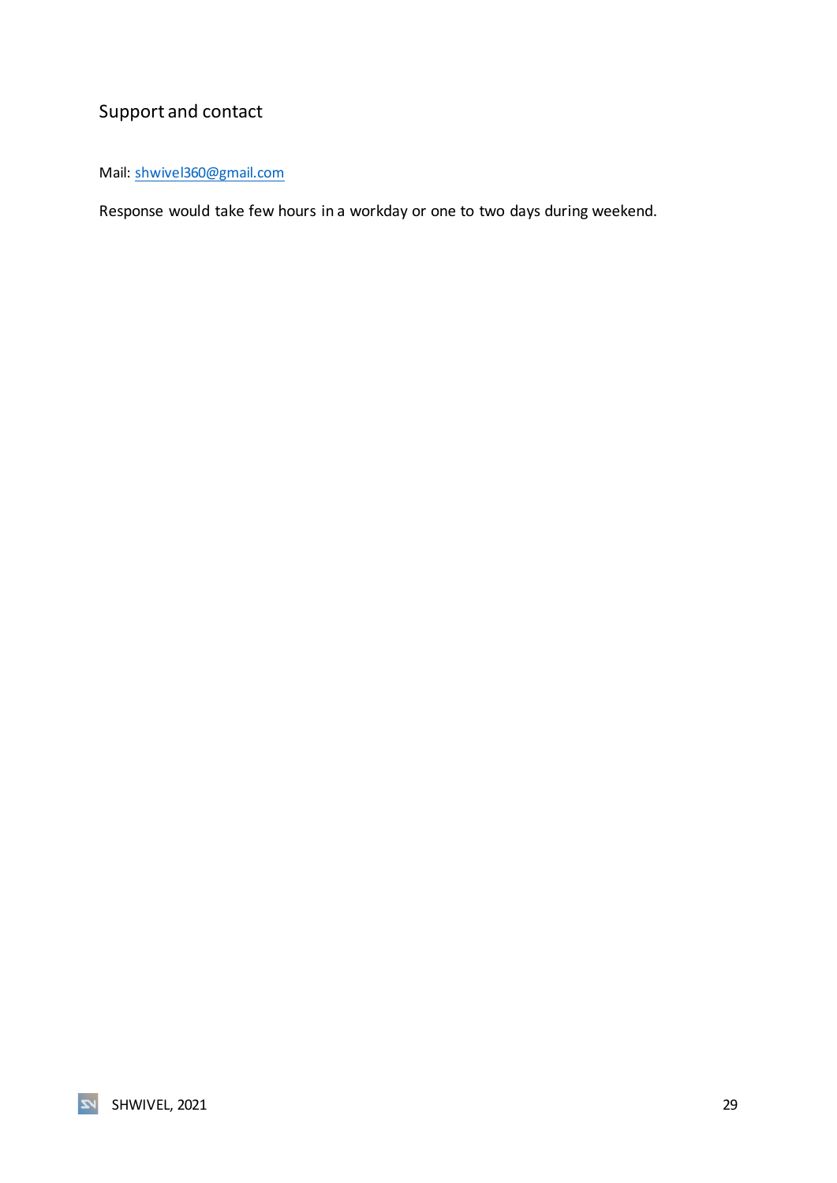## Support and contact

Mail: shwivel360@gmail.com

Response would take few hours in a workday or one to two days during weekend.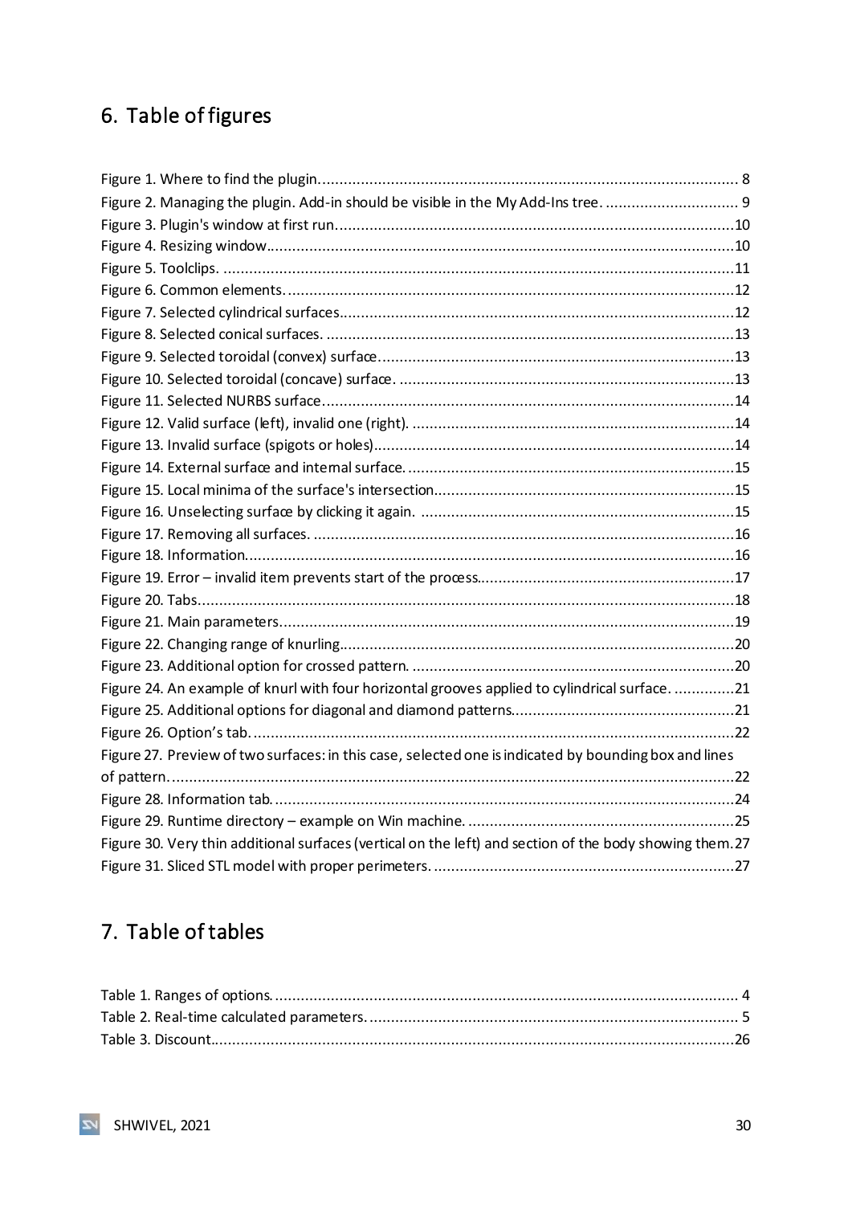# 6. Table of figures

Figure 1. Where to find the plugin. 8
Figure 2. Managing the plugin. Add-in should be visible in the My Add-Ins tree. 9
Figure 3. Plugin's window at first run. 10
Figure 4. Resizing window. 10
Figure 5. Toolclips. 11
Figure 6. Common elements. 12
Figure 7. Selected cylindrical surfaces. 12
Figure 8. Selected conical surfaces. 13
Figure 9. Selected toroidal (convex) surface. 13
Figure 10. Selected toroidal (concave) surface. 13
Figure 11. Selected NURBS surface. 14
Figure 12. Valid surface (left), invalid one (right). 14
Figure 13. Invalid surface (spigots or holes). 14
Figure 14. External surface and internal surface. 15
Figure 15. Local minima of the surface's intersection. 15
Figure 16. Unselecting surface by clicking it again. 15
Figure 17. Removing all surfaces. 16
Figure 18. Information. 16
Figure 19. Error – invalid item prevents start of the process. 17
Figure 20. Tabs. 18
Figure 21. Main parameters. 19
Figure 22. Changing range of knurling. 20
Figure 23. Additional option for crossed pattern. 20
Figure 24. An example of knurl with four horizontal grooves applied to cylindrical surface. 21
Figure 25. Additional options for diagonal and diamond patterns. 21
Figure 26. Option's tab. 22
Figure 27. Preview of two surfaces: in this case, selected one is indicated by bounding box and lines of pattern. 22
Figure 28. Information tab. 24
Figure 29. Runtime directory – example on Win machine. 25
Figure 30. Very thin additional surfaces (vertical on the left) and section of the body showing them. 27
Figure 31. Sliced STL model with proper perimeters. 27

# 7. Table of tables

Table 1. Ranges of options. 4
Table 2. Real-time calculated parameters. 5
Table 3. Discount. 26